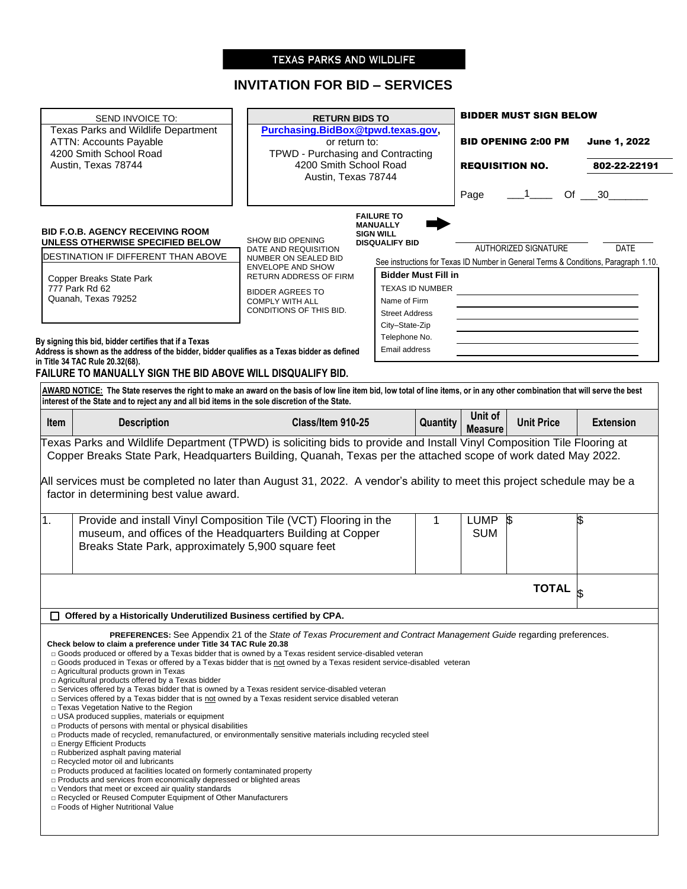# TEXAS PARKS AND WILDLIFE

## INVITATION FOR BID – SERVICES

| SEND INVOICE TO: | RETURN BIDS TO | BIDDER MUST SIGN BELOW |
|---|---|---|
| Texas Parks and Wildlife Department<br>ATTN: Accounts Payable<br>4200 Smith School Road<br>Austin, Texas 78744 | Purchasing.BidBox@tpwd.texas.gov,<br>or return to:<br>TPWD - Purchasing and Contracting<br>4200 Smith School Road<br>Austin, Texas 78744 | **BID OPENING 2:00 PM** — **June 1, 2022**<br>**REQUISITION NO.** — **802-22-22191**<br>Page \_\_\_1\_\_\_\_ Of \_\_\_30\_\_\_\_\_\_\_ |

**BID F.O.B. AGENCY RECEIVING ROOM UNLESS OTHERWISE SPECIFIED BELOW**

DESTINATION IF DIFFERENT THAN ABOVE

Copper Breaks State Park
777 Park Rd 62
Quanah, Texas 79252

SHOW BID OPENING DATE AND REQUISITION NUMBER ON SEALED BID ENVELOPE AND SHOW RETURN ADDRESS OF FIRM

BIDDER AGREES TO COMPLY WITH ALL CONDITIONS OF THIS BID.

**FAILURE TO MANUALLY SIGN WILL DISQUALIFY BID**

\_\_\_\_\_\_\_\_\_\_\_\_\_\_\_\_\_\_\_\_\_\_\_\_\_\_\_\_ \_\_\_\_\_\_\_\_\_\_\_\_
AUTHORIZED SIGNATURE DATE

See instructions for Texas ID Number in General Terms & Conditions, Paragraph 1.10.

**Bidder Must Fill in**

| | |
|---|---|
| TEXAS ID NUMBER | |
| Name of Firm | |
| Street Address | |
| City–State-Zip | |
| Telephone No. | |
| Email address | |

**By signing this bid, bidder certifies that if a Texas Address is shown as the address of the bidder, bidder qualifies as a Texas bidder as defined in Title 34 TAC Rule 20.32(68).**

**FAILURE TO MANUALLY SIGN THE BID ABOVE WILL DISQUALIFY BID.**

**AWARD NOTICE: The State reserves the right to make an award on the basis of low line item bid, low total of line items, or in any other combination that will serve the best interest of the State and to reject any and all bid items in the sole discretion of the State.**

| Item | Description | Class/Item 910-25 | Quantity | Unit of Measure | Unit Price | Extension |
|---|---|---|---|---|---|---|
| | Texas Parks and Wildlife Department (TPWD) is soliciting bids to provide and Install Vinyl Composition Tile Flooring at Copper Breaks State Park, Headquarters Building, Quanah, Texas per the attached scope of work dated May 2022.<br><br>All services must be completed no later than August 31, 2022. A vendor's ability to meet this project schedule may be a factor in determining best value award. | | | | | |
| 1. | Provide and install Vinyl Composition Tile (VCT) Flooring in the museum, and offices of the Headquarters Building at Copper Breaks State Park, approximately 5,900 square feet | | 1 | LUMP SUM | $ | $ |
| | | | | | **TOTAL** | $ |

☐ **Offered by a Historically Underutilized Business certified by CPA.**

**PREFERENCES:** See Appendix 21 of the *State of Texas Procurement and Contract Management Guide* regarding preferences.

**Check below to claim a preference under Title 34 TAC Rule 20.38**

- □ Goods produced or offered by a Texas bidder that is owned by a Texas resident service-disabled veteran
- □ Goods produced in Texas or offered by a Texas bidder that is not owned by a Texas resident service-disabled veteran
- □ Agricultural products grown in Texas
- □ Agricultural products offered by a Texas bidder
- □ Services offered by a Texas bidder that is owned by a Texas resident service-disabled veteran
- □ Services offered by a Texas bidder that is not owned by a Texas resident service disabled veteran
- □ Texas Vegetation Native to the Region
- □ USA produced supplies, materials or equipment
- □ Products of persons with mental or physical disabilities
- □ Products made of recycled, remanufactured, or environmentally sensitive materials including recycled steel
- □ Energy Efficient Products
- □ Rubberized asphalt paving material
- □ Recycled motor oil and lubricants
- □ Products produced at facilities located on formerly contaminated property
- □ Products and services from economically depressed or blighted areas
- □ Vendors that meet or exceed air quality standards
- □ Recycled or Reused Computer Equipment of Other Manufacturers
- □ Foods of Higher Nutritional Value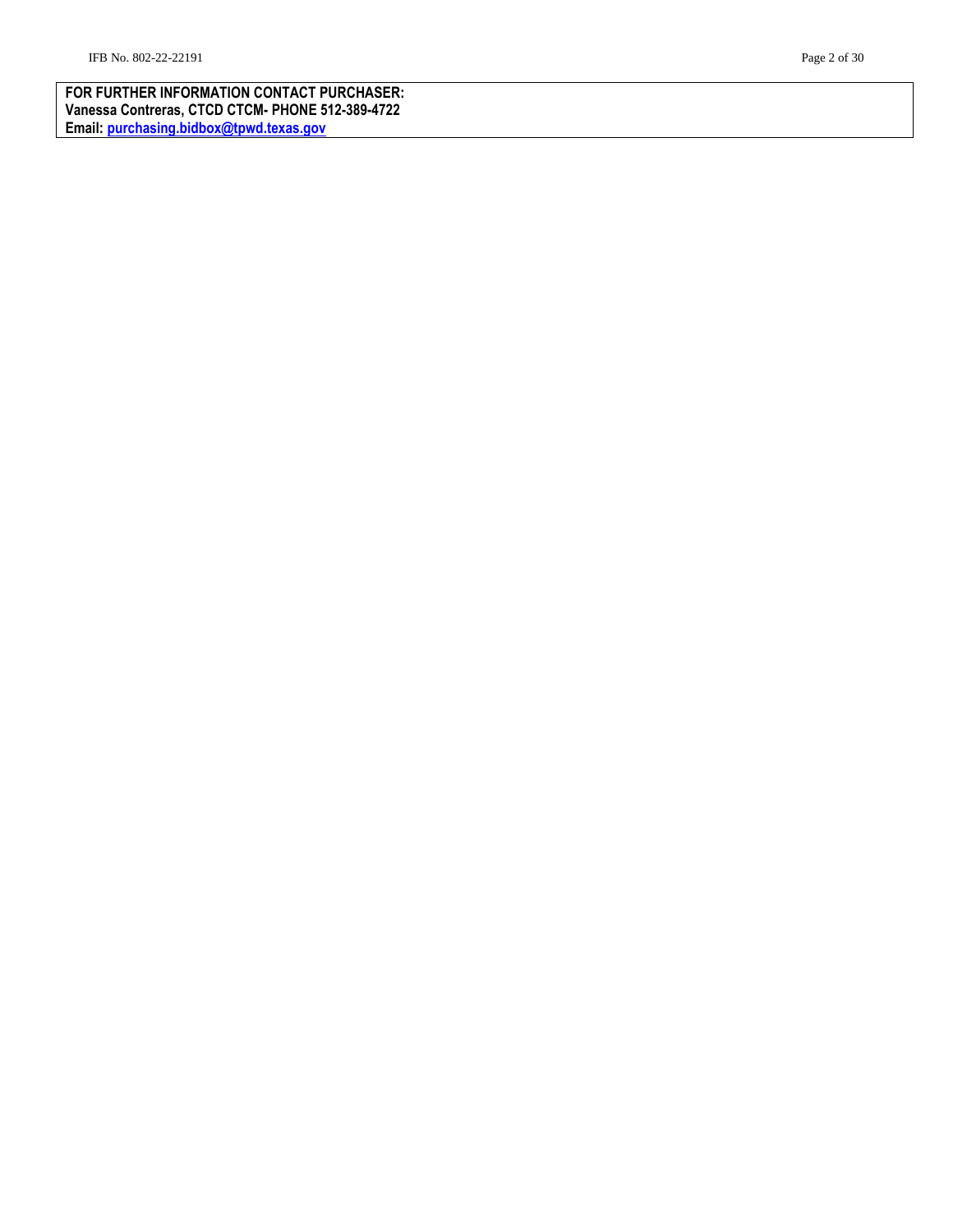**FOR FURTHER INFORMATION CONTACT PURCHASER:**
**Vanessa Contreras, CTCD CTCM- PHONE 512-389-4722**
**Email: purchasing.bidbox@tpwd.texas.gov**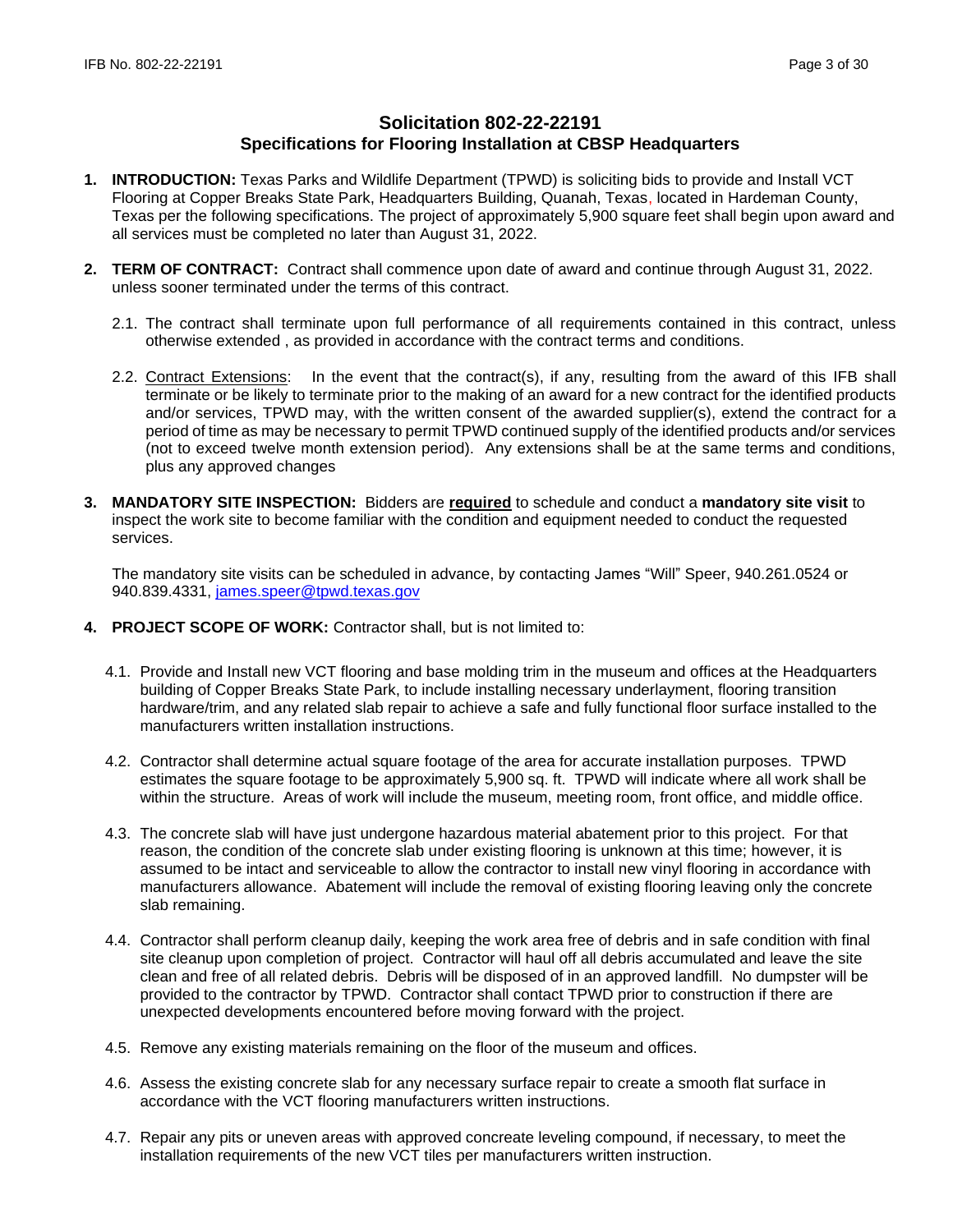# Solicitation 802-22-22191
## Specifications for Flooring Installation at CBSP Headquarters

1. **INTRODUCTION:** Texas Parks and Wildlife Department (TPWD) is soliciting bids to provide and Install VCT Flooring at Copper Breaks State Park, Headquarters Building, Quanah, Texas, located in Hardeman County, Texas per the following specifications. The project of approximately 5,900 square feet shall begin upon award and all services must be completed no later than August 31, 2022.

2. **TERM OF CONTRACT:** Contract shall commence upon date of award and continue through August 31, 2022. unless sooner terminated under the terms of this contract.

   2.1. The contract shall terminate upon full performance of all requirements contained in this contract, unless otherwise extended , as provided in accordance with the contract terms and conditions.

   2.2. Contract Extensions: In the event that the contract(s), if any, resulting from the award of this IFB shall terminate or be likely to terminate prior to the making of an award for a new contract for the identified products and/or services, TPWD may, with the written consent of the awarded supplier(s), extend the contract for a period of time as may be necessary to permit TPWD continued supply of the identified products and/or services (not to exceed twelve month extension period). Any extensions shall be at the same terms and conditions, plus any approved changes

3. **MANDATORY SITE INSPECTION:** Bidders are **required** to schedule and conduct a **mandatory site visit** to inspect the work site to become familiar with the condition and equipment needed to conduct the requested services.

   The mandatory site visits can be scheduled in advance, by contacting James "Will" Speer, 940.261.0524 or 940.839.4331, james.speer@tpwd.texas.gov

4. **PROJECT SCOPE OF WORK:** Contractor shall, but is not limited to:

   4.1. Provide and Install new VCT flooring and base molding trim in the museum and offices at the Headquarters building of Copper Breaks State Park, to include installing necessary underlayment, flooring transition hardware/trim, and any related slab repair to achieve a safe and fully functional floor surface installed to the manufacturers written installation instructions.

   4.2. Contractor shall determine actual square footage of the area for accurate installation purposes. TPWD estimates the square footage to be approximately 5,900 sq. ft. TPWD will indicate where all work shall be within the structure. Areas of work will include the museum, meeting room, front office, and middle office.

   4.3. The concrete slab will have just undergone hazardous material abatement prior to this project. For that reason, the condition of the concrete slab under existing flooring is unknown at this time; however, it is assumed to be intact and serviceable to allow the contractor to install new vinyl flooring in accordance with manufacturers allowance. Abatement will include the removal of existing flooring leaving only the concrete slab remaining.

   4.4. Contractor shall perform cleanup daily, keeping the work area free of debris and in safe condition with final site cleanup upon completion of project. Contractor will haul off all debris accumulated and leave the site clean and free of all related debris. Debris will be disposed of in an approved landfill. No dumpster will be provided to the contractor by TPWD. Contractor shall contact TPWD prior to construction if there are unexpected developments encountered before moving forward with the project.

   4.5. Remove any existing materials remaining on the floor of the museum and offices.

   4.6. Assess the existing concrete slab for any necessary surface repair to create a smooth flat surface in accordance with the VCT flooring manufacturers written instructions.

   4.7. Repair any pits or uneven areas with approved concreate leveling compound, if necessary, to meet the installation requirements of the new VCT tiles per manufacturers written instruction.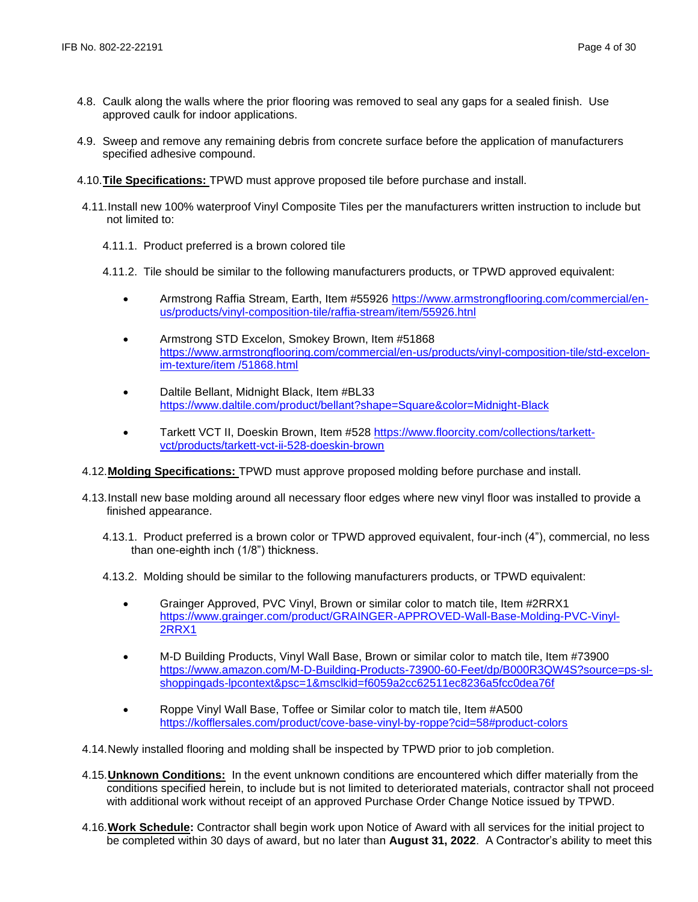4.8. Caulk along the walls where the prior flooring was removed to seal any gaps for a sealed finish. Use approved caulk for indoor applications.

4.9. Sweep and remove any remaining debris from concrete surface before the application of manufacturers specified adhesive compound.

4.10. **Tile Specifications:** TPWD must approve proposed tile before purchase and install.

4.11. Install new 100% waterproof Vinyl Composite Tiles per the manufacturers written instruction to include but not limited to:

4.11.1. Product preferred is a brown colored tile

4.11.2. Tile should be similar to the following manufacturers products, or TPWD approved equivalent:

- Armstrong Raffia Stream, Earth, Item #55926 https://www.armstrongflooring.com/commercial/en-us/products/vinyl-composition-tile/raffia-stream/item/55926.htnl
- Armstrong STD Excelon, Smokey Brown, Item #51868 https://www.armstrongflooring.com/commercial/en-us/products/vinyl-composition-tile/std-excelon-im-texture/item /51868.html
- Daltile Bellant, Midnight Black, Item #BL33 https://www.daltile.com/product/bellant?shape=Square&color=Midnight-Black
- Tarkett VCT II, Doeskin Brown, Item #528 https://www.floorcity.com/collections/tarkett-vct/products/tarkett-vct-ii-528-doeskin-brown

4.12. **Molding Specifications:** TPWD must approve proposed molding before purchase and install.

4.13. Install new base molding around all necessary floor edges where new vinyl floor was installed to provide a finished appearance.

4.13.1. Product preferred is a brown color or TPWD approved equivalent, four-inch (4"), commercial, no less than one-eighth inch (1/8") thickness.

4.13.2. Molding should be similar to the following manufacturers products, or TPWD equivalent:

- Grainger Approved, PVC Vinyl, Brown or similar color to match tile, Item #2RRX1 https://www.grainger.com/product/GRAINGER-APPROVED-Wall-Base-Molding-PVC-Vinyl-2RRX1
- M-D Building Products, Vinyl Wall Base, Brown or similar color to match tile, Item #73900 https://www.amazon.com/M-D-Building-Products-73900-60-Feet/dp/B000R3QW4S?source=ps-sl-shoppingads-lpcontext&psc=1&msclkid=f6059a2cc62511ec8236a5fcc0dea76f
- Roppe Vinyl Wall Base, Toffee or Similar color to match tile, Item #A500 https://kofflersales.com/product/cove-base-vinyl-by-roppe?cid=58#product-colors

4.14. Newly installed flooring and molding shall be inspected by TPWD prior to job completion.

4.15. **Unknown Conditions:** In the event unknown conditions are encountered which differ materially from the conditions specified herein, to include but is not limited to deteriorated materials, contractor shall not proceed with additional work without receipt of an approved Purchase Order Change Notice issued by TPWD.

4.16. **Work Schedule:** Contractor shall begin work upon Notice of Award with all services for the initial project to be completed within 30 days of award, but no later than **August 31, 2022**. A Contractor's ability to meet this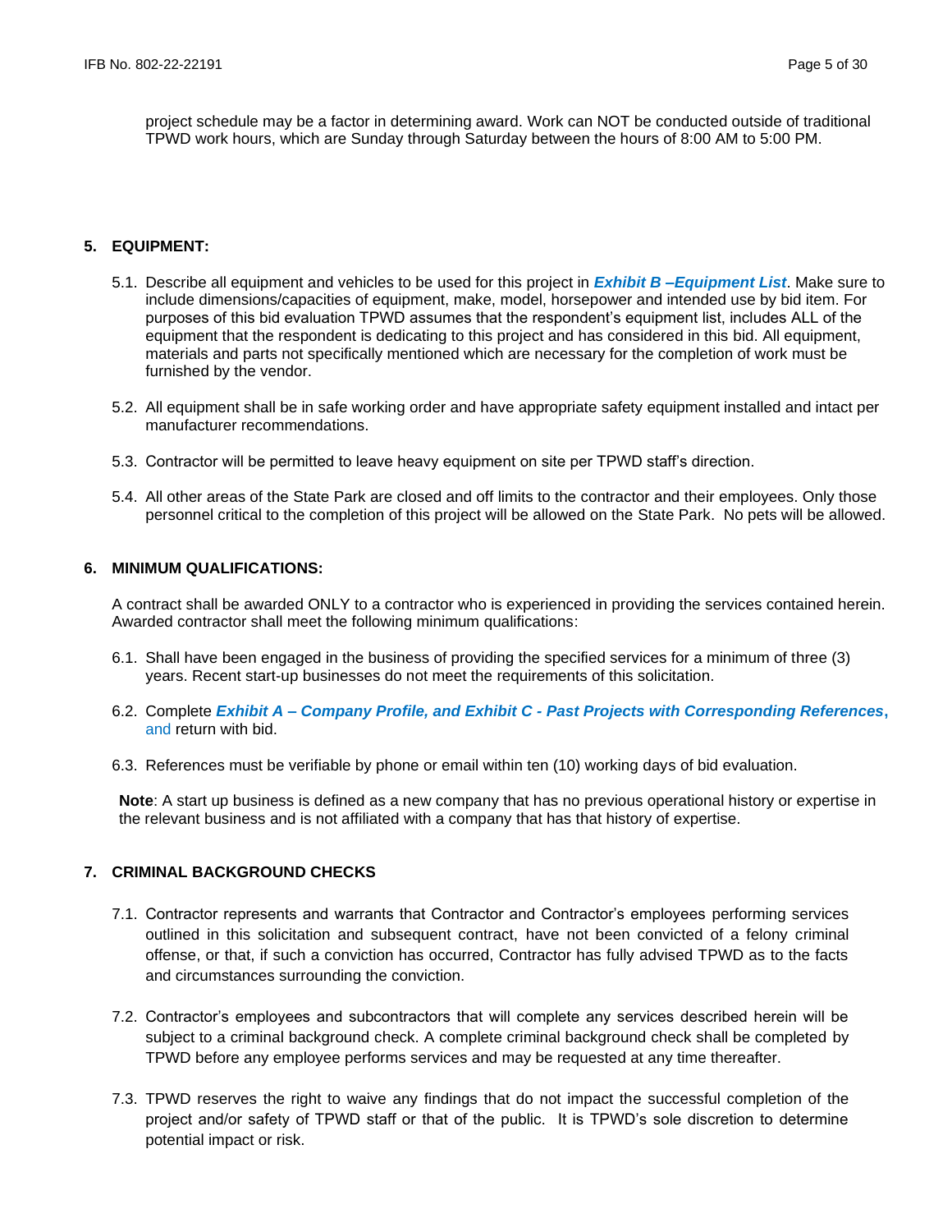project schedule may be a factor in determining award. Work can NOT be conducted outside of traditional TPWD work hours, which are Sunday through Saturday between the hours of 8:00 AM to 5:00 PM.

## 5. EQUIPMENT:

5.1. Describe all equipment and vehicles to be used for this project in ***Exhibit B –Equipment List***. Make sure to include dimensions/capacities of equipment, make, model, horsepower and intended use by bid item. For purposes of this bid evaluation TPWD assumes that the respondent's equipment list, includes ALL of the equipment that the respondent is dedicating to this project and has considered in this bid. All equipment, materials and parts not specifically mentioned which are necessary for the completion of work must be furnished by the vendor.

5.2. All equipment shall be in safe working order and have appropriate safety equipment installed and intact per manufacturer recommendations.

5.3. Contractor will be permitted to leave heavy equipment on site per TPWD staff's direction.

5.4. All other areas of the State Park are closed and off limits to the contractor and their employees. Only those personnel critical to the completion of this project will be allowed on the State Park. No pets will be allowed.

## 6. MINIMUM QUALIFICATIONS:

A contract shall be awarded ONLY to a contractor who is experienced in providing the services contained herein. Awarded contractor shall meet the following minimum qualifications:

6.1. Shall have been engaged in the business of providing the specified services for a minimum of three (3) years. Recent start-up businesses do not meet the requirements of this solicitation.

6.2. Complete ***Exhibit A – Company Profile, and Exhibit C - Past Projects with Corresponding References***, and return with bid.

6.3. References must be verifiable by phone or email within ten (10) working days of bid evaluation.

**Note**: A start up business is defined as a new company that has no previous operational history or expertise in the relevant business and is not affiliated with a company that has that history of expertise.

## 7. CRIMINAL BACKGROUND CHECKS

7.1. Contractor represents and warrants that Contractor and Contractor's employees performing services outlined in this solicitation and subsequent contract, have not been convicted of a felony criminal offense, or that, if such a conviction has occurred, Contractor has fully advised TPWD as to the facts and circumstances surrounding the conviction.

7.2. Contractor's employees and subcontractors that will complete any services described herein will be subject to a criminal background check. A complete criminal background check shall be completed by TPWD before any employee performs services and may be requested at any time thereafter.

7.3. TPWD reserves the right to waive any findings that do not impact the successful completion of the project and/or safety of TPWD staff or that of the public. It is TPWD's sole discretion to determine potential impact or risk.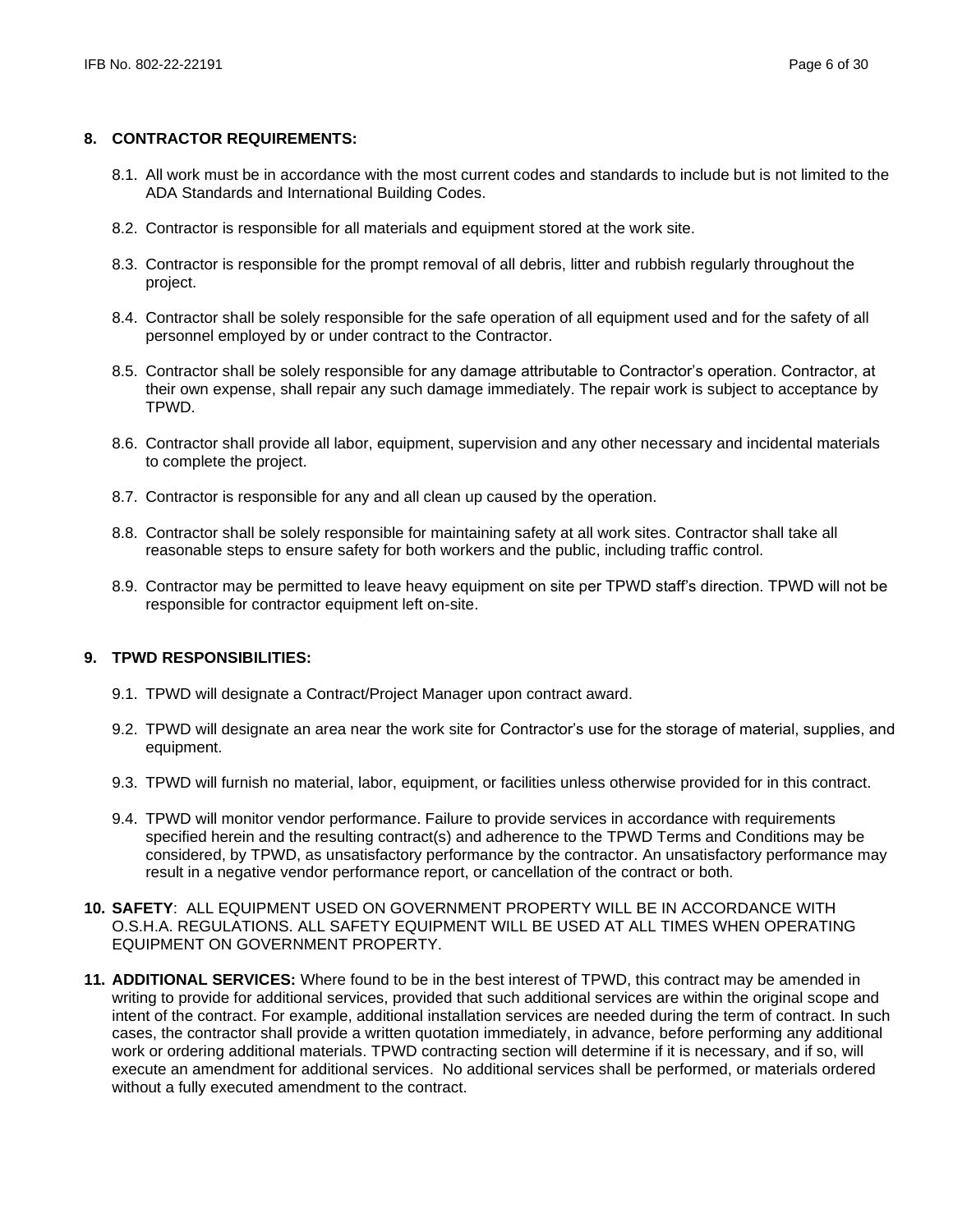**8. CONTRACTOR REQUIREMENTS:**

8.1. All work must be in accordance with the most current codes and standards to include but is not limited to the ADA Standards and International Building Codes.

8.2. Contractor is responsible for all materials and equipment stored at the work site.

8.3. Contractor is responsible for the prompt removal of all debris, litter and rubbish regularly throughout the project.

8.4. Contractor shall be solely responsible for the safe operation of all equipment used and for the safety of all personnel employed by or under contract to the Contractor.

8.5. Contractor shall be solely responsible for any damage attributable to Contractor's operation. Contractor, at their own expense, shall repair any such damage immediately. The repair work is subject to acceptance by TPWD.

8.6. Contractor shall provide all labor, equipment, supervision and any other necessary and incidental materials to complete the project.

8.7. Contractor is responsible for any and all clean up caused by the operation.

8.8. Contractor shall be solely responsible for maintaining safety at all work sites. Contractor shall take all reasonable steps to ensure safety for both workers and the public, including traffic control.

8.9. Contractor may be permitted to leave heavy equipment on site per TPWD staff's direction. TPWD will not be responsible for contractor equipment left on-site.

**9. TPWD RESPONSIBILITIES:**

9.1. TPWD will designate a Contract/Project Manager upon contract award.

9.2. TPWD will designate an area near the work site for Contractor's use for the storage of material, supplies, and equipment.

9.3. TPWD will furnish no material, labor, equipment, or facilities unless otherwise provided for in this contract.

9.4. TPWD will monitor vendor performance. Failure to provide services in accordance with requirements specified herein and the resulting contract(s) and adherence to the TPWD Terms and Conditions may be considered, by TPWD, as unsatisfactory performance by the contractor. An unsatisfactory performance may result in a negative vendor performance report, or cancellation of the contract or both.

**10. SAFETY**: ALL EQUIPMENT USED ON GOVERNMENT PROPERTY WILL BE IN ACCORDANCE WITH O.S.H.A. REGULATIONS. ALL SAFETY EQUIPMENT WILL BE USED AT ALL TIMES WHEN OPERATING EQUIPMENT ON GOVERNMENT PROPERTY.

**11. ADDITIONAL SERVICES:** Where found to be in the best interest of TPWD, this contract may be amended in writing to provide for additional services, provided that such additional services are within the original scope and intent of the contract. For example, additional installation services are needed during the term of contract. In such cases, the contractor shall provide a written quotation immediately, in advance, before performing any additional work or ordering additional materials. TPWD contracting section will determine if it is necessary, and if so, will execute an amendment for additional services. No additional services shall be performed, or materials ordered without a fully executed amendment to the contract.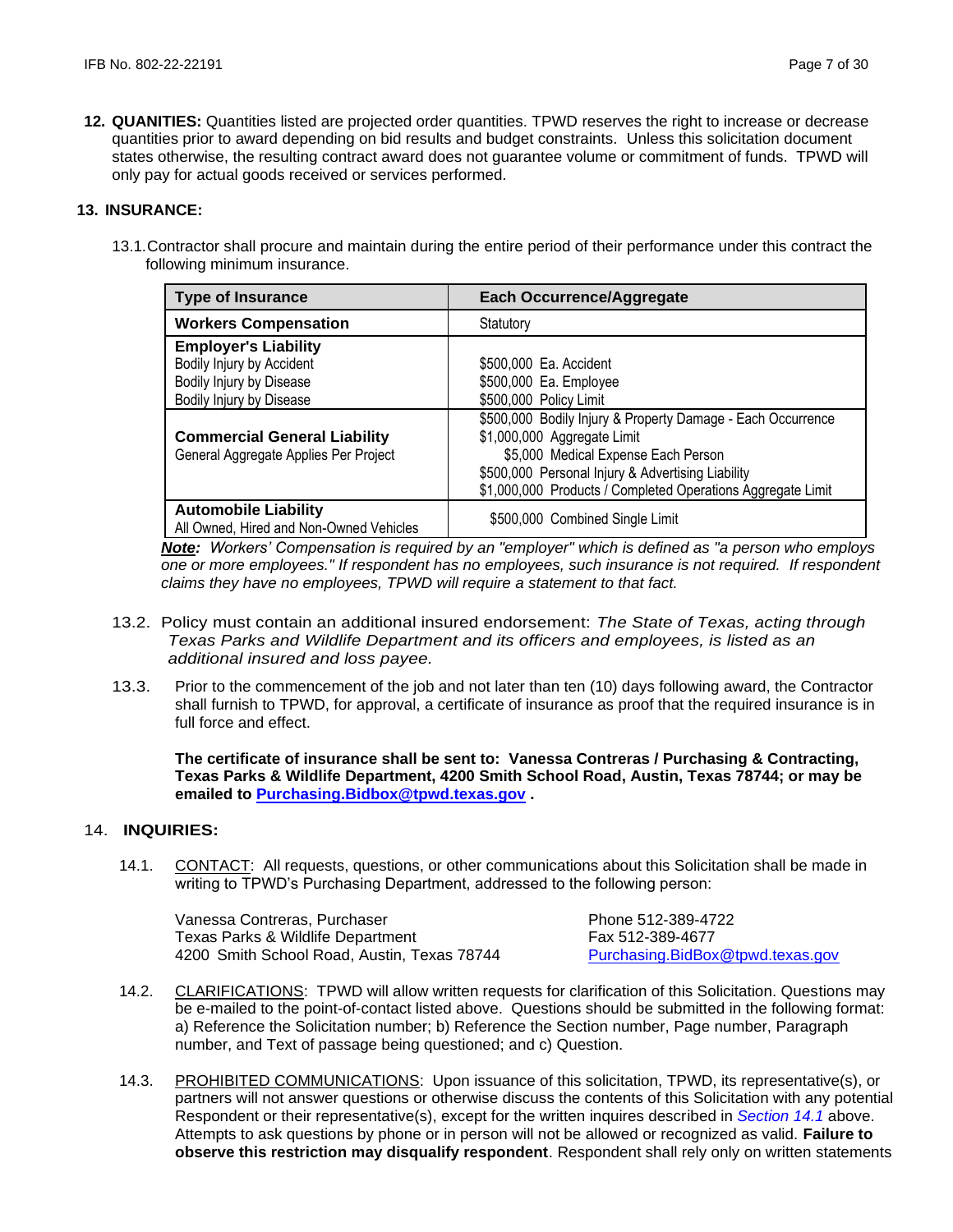**12. QUANITIES:** Quantities listed are projected order quantities. TPWD reserves the right to increase or decrease quantities prior to award depending on bid results and budget constraints. Unless this solicitation document states otherwise, the resulting contract award does not guarantee volume or commitment of funds. TPWD will only pay for actual goods received or services performed.

**13. INSURANCE:**

13.1. Contractor shall procure and maintain during the entire period of their performance under this contract the following minimum insurance.

| Type of Insurance | Each Occurrence/Aggregate |
|---|---|
| **Workers Compensation** | Statutory |
| **Employer's Liability**<br>Bodily Injury by Accident<br>Bodily Injury by Disease<br>Bodily Injury by Disease | <br>$500,000 Ea. Accident<br>$500,000 Ea. Employee<br>$500,000 Policy Limit |
| **Commercial General Liability**<br>General Aggregate Applies Per Project | $500,000 Bodily Injury & Property Damage - Each Occurrence<br>$1,000,000 Aggregate Limit<br>$5,000 Medical Expense Each Person<br>$500,000 Personal Injury & Advertising Liability<br>$1,000,000 Products / Completed Operations Aggregate Limit |
| **Automobile Liability**<br>All Owned, Hired and Non-Owned Vehicles | $500,000 Combined Single Limit |

***Note:*** *Workers' Compensation is required by an "employer" which is defined as "a person who employs one or more employees." If respondent has no employees, such insurance is not required. If respondent claims they have no employees, TPWD will require a statement to that fact.*

13.2. Policy must contain an additional insured endorsement: *The State of Texas, acting through Texas Parks and Wildlife Department and its officers and employees, is listed as an additional insured and loss payee.*

13.3. Prior to the commencement of the job and not later than ten (10) days following award, the Contractor shall furnish to TPWD, for approval, a certificate of insurance as proof that the required insurance is in full force and effect.

**The certificate of insurance shall be sent to: Vanessa Contreras / Purchasing & Contracting, Texas Parks & Wildlife Department, 4200 Smith School Road, Austin, Texas 78744; or may be emailed to Purchasing.Bidbox@tpwd.texas.gov .**

**14. INQUIRIES:**

14.1. CONTACT: All requests, questions, or other communications about this Solicitation shall be made in writing to TPWD's Purchasing Department, addressed to the following person:

Vanessa Contreras, Purchaser
Texas Parks & Wildlife Department
4200 Smith School Road, Austin, Texas 78744

Phone 512-389-4722
Fax 512-389-4677
Purchasing.BidBox@tpwd.texas.gov

14.2. CLARIFICATIONS: TPWD will allow written requests for clarification of this Solicitation. Questions may be e-mailed to the point-of-contact listed above. Questions should be submitted in the following format: a) Reference the Solicitation number; b) Reference the Section number, Page number, Paragraph number, and Text of passage being questioned; and c) Question.

14.3. PROHIBITED COMMUNICATIONS: Upon issuance of this solicitation, TPWD, its representative(s), or partners will not answer questions or otherwise discuss the contents of this Solicitation with any potential Respondent or their representative(s), except for the written inquires described in *Section 14.1* above. Attempts to ask questions by phone or in person will not be allowed or recognized as valid. **Failure to observe this restriction may disqualify respondent**. Respondent shall rely only on written statements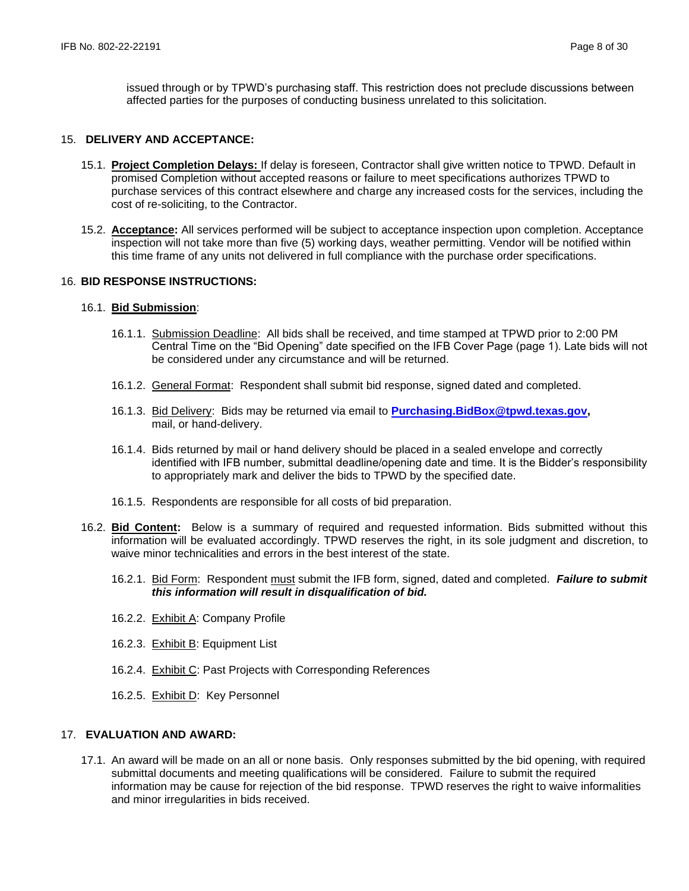issued through or by TPWD's purchasing staff. This restriction does not preclude discussions between affected parties for the purposes of conducting business unrelated to this solicitation.

## 15. DELIVERY AND ACCEPTANCE:

15.1. **Project Completion Delays:** If delay is foreseen, Contractor shall give written notice to TPWD. Default in promised Completion without accepted reasons or failure to meet specifications authorizes TPWD to purchase services of this contract elsewhere and charge any increased costs for the services, including the cost of re-soliciting, to the Contractor.

15.2. **Acceptance:** All services performed will be subject to acceptance inspection upon completion. Acceptance inspection will not take more than five (5) working days, weather permitting. Vendor will be notified within this time frame of any units not delivered in full compliance with the purchase order specifications.

## 16. BID RESPONSE INSTRUCTIONS:

16.1. **Bid Submission**:

16.1.1. Submission Deadline: All bids shall be received, and time stamped at TPWD prior to 2:00 PM Central Time on the "Bid Opening" date specified on the IFB Cover Page (page 1). Late bids will not be considered under any circumstance and will be returned.

16.1.2. General Format: Respondent shall submit bid response, signed dated and completed.

16.1.3. Bid Delivery: Bids may be returned via email to **Purchasing.BidBox@tpwd.texas.gov**, mail, or hand-delivery.

16.1.4. Bids returned by mail or hand delivery should be placed in a sealed envelope and correctly identified with IFB number, submittal deadline/opening date and time. It is the Bidder's responsibility to appropriately mark and deliver the bids to TPWD by the specified date.

16.1.5. Respondents are responsible for all costs of bid preparation.

16.2. **Bid Content:** Below is a summary of required and requested information. Bids submitted without this information will be evaluated accordingly. TPWD reserves the right, in its sole judgment and discretion, to waive minor technicalities and errors in the best interest of the state.

16.2.1. Bid Form: Respondent must submit the IFB form, signed, dated and completed. ***Failure to submit this information will result in disqualification of bid.***

16.2.2. Exhibit A: Company Profile

16.2.3. Exhibit B: Equipment List

16.2.4. Exhibit C: Past Projects with Corresponding References

16.2.5. Exhibit D: Key Personnel

## 17. EVALUATION AND AWARD:

17.1. An award will be made on an all or none basis. Only responses submitted by the bid opening, with required submittal documents and meeting qualifications will be considered. Failure to submit the required information may be cause for rejection of the bid response. TPWD reserves the right to waive informalities and minor irregularities in bids received.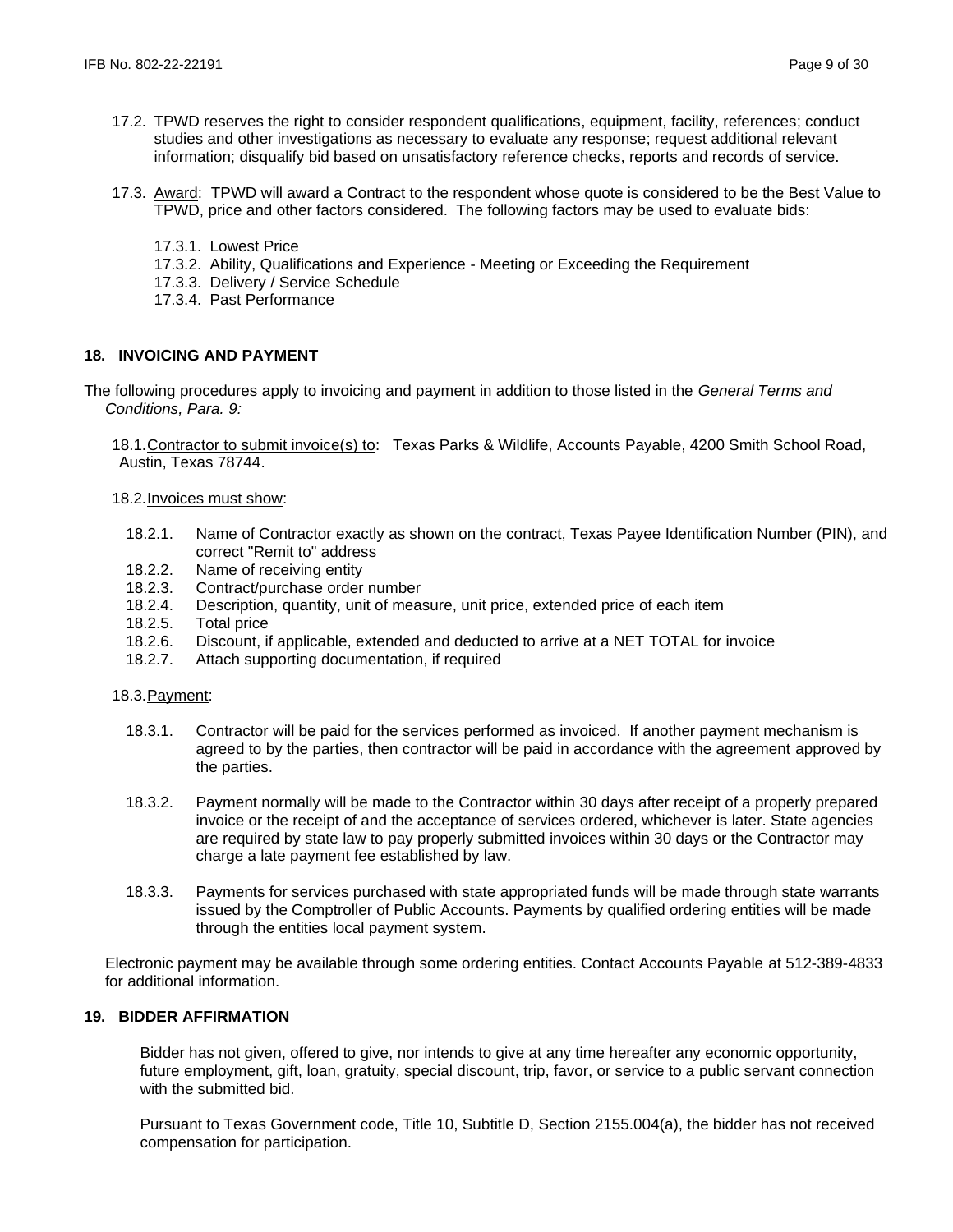17.2. TPWD reserves the right to consider respondent qualifications, equipment, facility, references; conduct studies and other investigations as necessary to evaluate any response; request additional relevant information; disqualify bid based on unsatisfactory reference checks, reports and records of service.

17.3. Award: TPWD will award a Contract to the respondent whose quote is considered to be the Best Value to TPWD, price and other factors considered. The following factors may be used to evaluate bids:

17.3.1. Lowest Price
17.3.2. Ability, Qualifications and Experience - Meeting or Exceeding the Requirement
17.3.3. Delivery / Service Schedule
17.3.4. Past Performance

## 18. INVOICING AND PAYMENT

The following procedures apply to invoicing and payment in addition to those listed in the *General Terms and Conditions, Para. 9:*

18.1. Contractor to submit invoice(s) to: Texas Parks & Wildlife, Accounts Payable, 4200 Smith School Road, Austin, Texas 78744.

18.2. Invoices must show:

18.2.1. Name of Contractor exactly as shown on the contract, Texas Payee Identification Number (PIN), and correct "Remit to" address
18.2.2. Name of receiving entity
18.2.3. Contract/purchase order number
18.2.4. Description, quantity, unit of measure, unit price, extended price of each item
18.2.5. Total price
18.2.6. Discount, if applicable, extended and deducted to arrive at a NET TOTAL for invoice
18.2.7. Attach supporting documentation, if required

18.3. Payment:

18.3.1. Contractor will be paid for the services performed as invoiced. If another payment mechanism is agreed to by the parties, then contractor will be paid in accordance with the agreement approved by the parties.

18.3.2. Payment normally will be made to the Contractor within 30 days after receipt of a properly prepared invoice or the receipt of and the acceptance of services ordered, whichever is later. State agencies are required by state law to pay properly submitted invoices within 30 days or the Contractor may charge a late payment fee established by law.

18.3.3. Payments for services purchased with state appropriated funds will be made through state warrants issued by the Comptroller of Public Accounts. Payments by qualified ordering entities will be made through the entities local payment system.

Electronic payment may be available through some ordering entities. Contact Accounts Payable at 512-389-4833 for additional information.

## 19. BIDDER AFFIRMATION

Bidder has not given, offered to give, nor intends to give at any time hereafter any economic opportunity, future employment, gift, loan, gratuity, special discount, trip, favor, or service to a public servant connection with the submitted bid.

Pursuant to Texas Government code, Title 10, Subtitle D, Section 2155.004(a), the bidder has not received compensation for participation.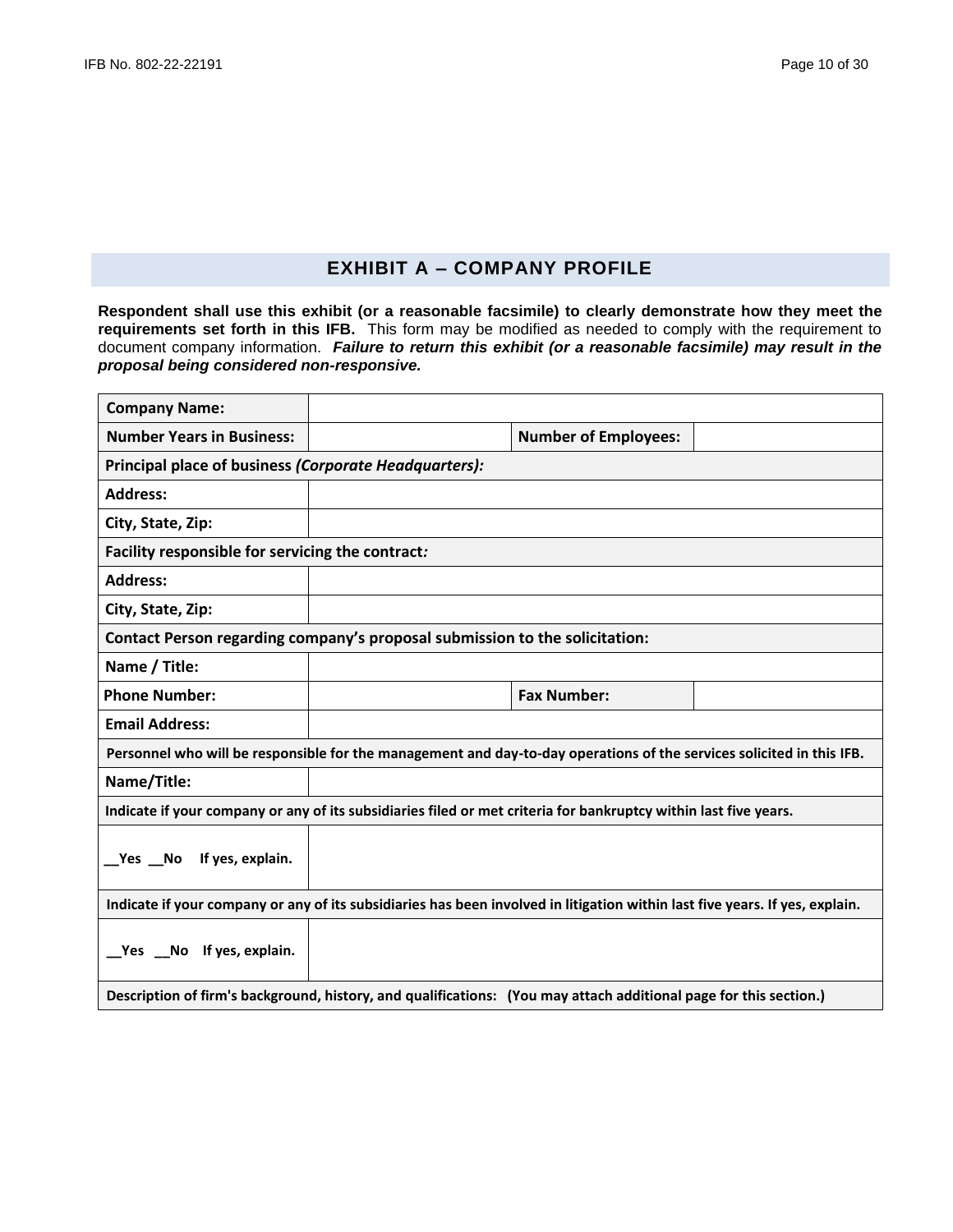## EXHIBIT A – COMPANY PROFILE

**Respondent shall use this exhibit (or a reasonable facsimile) to clearly demonstrate how they meet the requirements set forth in this IFB.** This form may be modified as needed to comply with the requirement to document company information. ***Failure to return this exhibit (or a reasonable facsimile) may result in the proposal being considered non-responsive.***

| | | | |
|---|---|---|---|
| **Company Name:** | | | |
| **Number Years in Business:** | | **Number of Employees:** | |
| **Principal place of business *(Corporate Headquarters):*** | | | |
| **Address:** | | | |
| **City, State, Zip:** | | | |
| **Facility responsible for servicing the contract*:*** | | | |
| **Address:** | | | |
| **City, State, Zip:** | | | |
| **Contact Person regarding company's proposal submission to the solicitation:** | | | |
| **Name / Title:** | | | |
| **Phone Number:** | | **Fax Number:** | |
| **Email Address:** | | | |
| **Personnel who will be responsible for the management and day-to-day operations of the services solicited in this IFB.** | | | |
| **Name/Title:** | | | |
| **Indicate if your company or any of its subsidiaries filed or met criteria for bankruptcy within last five years.** | | | |
| **__Yes __No If yes, explain.** | | | |
| **Indicate if your company or any of its subsidiaries has been involved in litigation within last five years. If yes, explain.** | | | |
| **__Yes __No If yes, explain.** | | | |
| **Description of firm's background, history, and qualifications: (You may attach additional page for this section.)** | | | |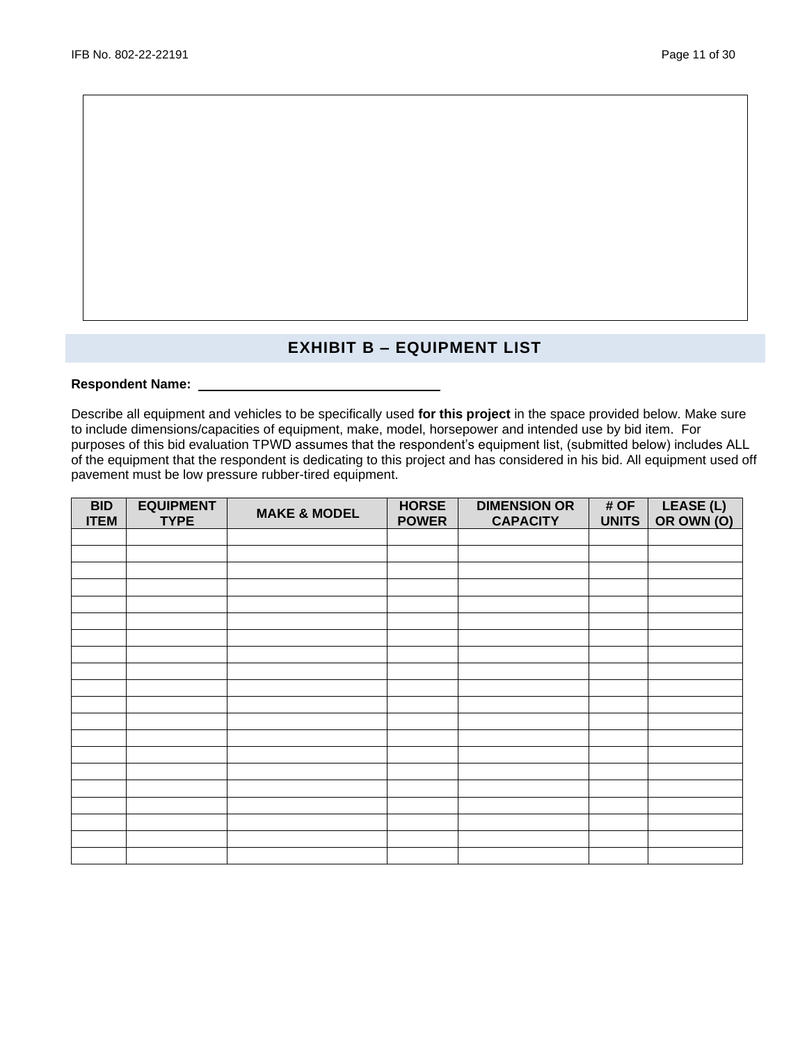## EXHIBIT B – EQUIPMENT LIST

**Respondent Name:** \_\_\_\_\_\_\_\_\_\_\_\_\_\_\_\_\_\_\_\_\_\_\_\_\_\_\_\_\_\_\_\_\_\_\_\_

Describe all equipment and vehicles to be specifically used **for this project** in the space provided below. Make sure to include dimensions/capacities of equipment, make, model, horsepower and intended use by bid item. For purposes of this bid evaluation TPWD assumes that the respondent's equipment list, (submitted below) includes ALL of the equipment that the respondent is dedicating to this project and has considered in his bid. All equipment used off pavement must be low pressure rubber-tired equipment.

| BID ITEM | EQUIPMENT TYPE | MAKE & MODEL | HORSE POWER | DIMENSION OR CAPACITY | # OF UNITS | LEASE (L) OR OWN (O) |
|---|---|---|---|---|---|---|
| | | | | | | |
| | | | | | | |
| | | | | | | |
| | | | | | | |
| | | | | | | |
| | | | | | | |
| | | | | | | |
| | | | | | | |
| | | | | | | |
| | | | | | | |
| | | | | | | |
| | | | | | | |
| | | | | | | |
| | | | | | | |
| | | | | | | |
| | | | | | | |
| | | | | | | |
| | | | | | | |
| | | | | | | |
| | | | | | | |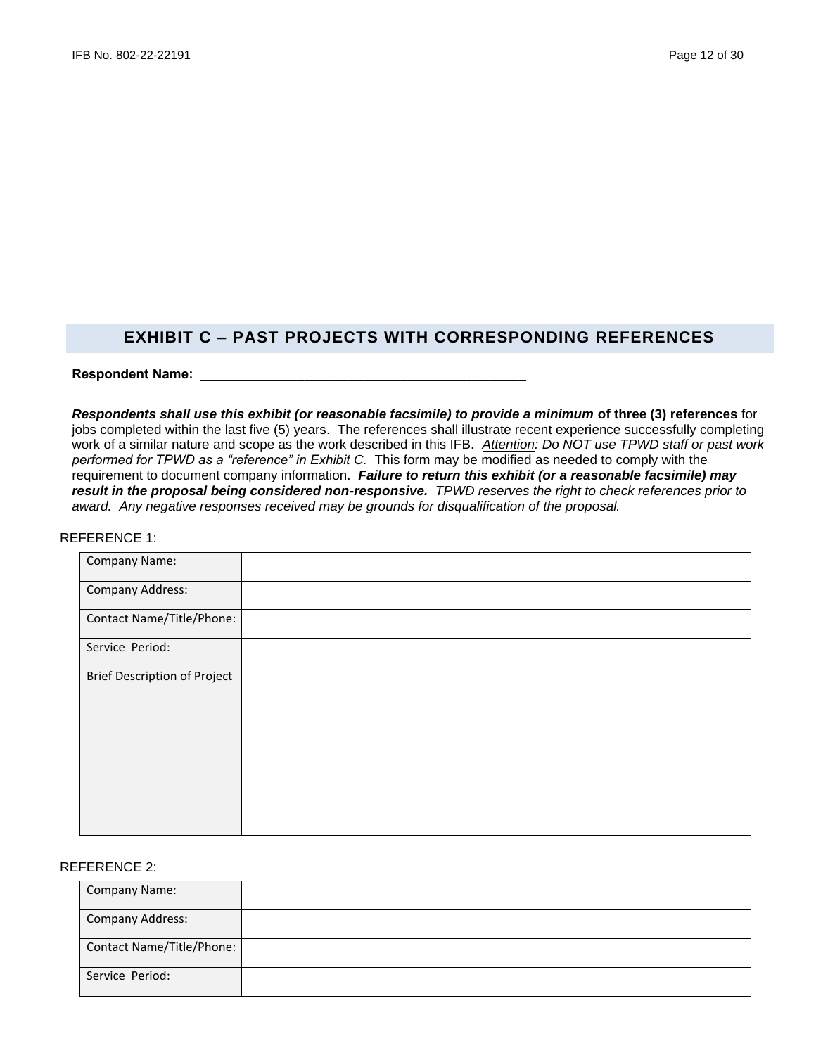## EXHIBIT C – PAST PROJECTS WITH CORRESPONDING REFERENCES

**Respondent Name:** ______________________________________________

***Respondents shall use this exhibit (or reasonable facsimile) to provide a minimum* of three (3) references** for jobs completed within the last five (5) years. The references shall illustrate recent experience successfully completing work of a similar nature and scope as the work described in this IFB. *Attention: Do NOT use TPWD staff or past work performed for TPWD as a "reference" in Exhibit C.* This form may be modified as needed to comply with the requirement to document company information. ***Failure to return this exhibit (or a reasonable facsimile) may result in the proposal being considered non-responsive.*** *TPWD reserves the right to check references prior to award. Any negative responses received may be grounds for disqualification of the proposal.*

REFERENCE 1:

| Company Name: | |
|---|---|
| Company Address: | |
| Contact Name/Title/Phone: | |
| Service Period: | |
| Brief Description of Project | |

REFERENCE 2:

| Company Name: | |
|---|---|
| Company Address: | |
| Contact Name/Title/Phone: | |
| Service Period: | |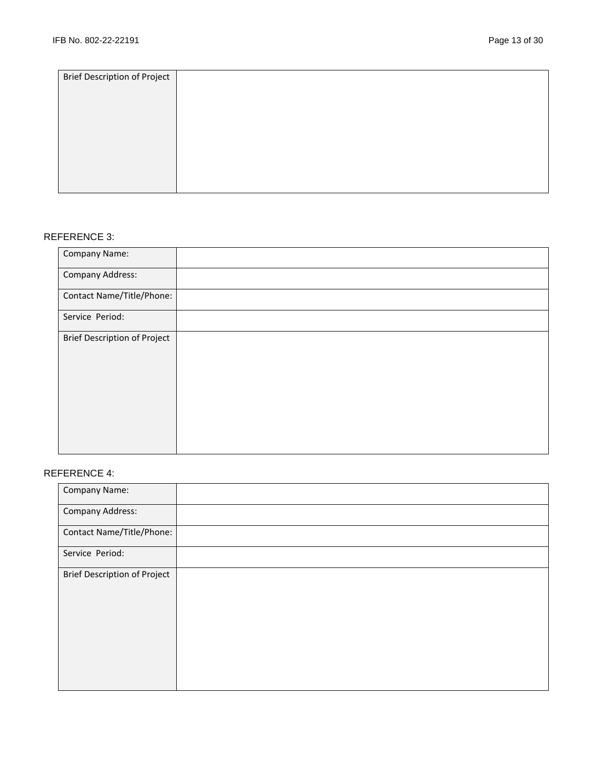| Brief Description of Project | |
|---|---|

REFERENCE 3:

| Company Name: | |
|---|---|
| Company Address: | |
| Contact Name/Title/Phone: | |
| Service Period: | |
| Brief Description of Project | |

REFERENCE 4:

| Company Name: | |
|---|---|
| Company Address: | |
| Contact Name/Title/Phone: | |
| Service Period: | |
| Brief Description of Project | |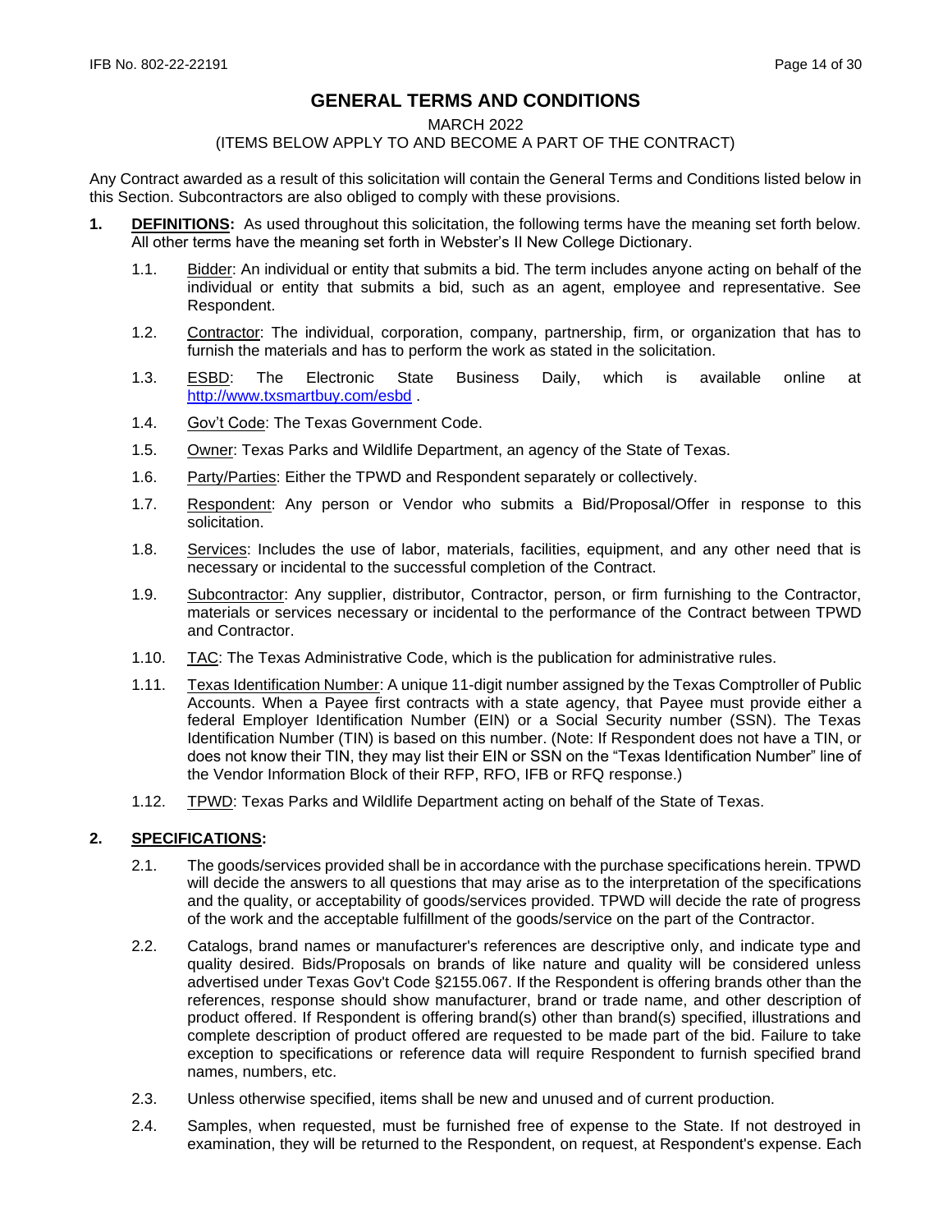# GENERAL TERMS AND CONDITIONS

MARCH 2022

(ITEMS BELOW APPLY TO AND BECOME A PART OF THE CONTRACT)

Any Contract awarded as a result of this solicitation will contain the General Terms and Conditions listed below in this Section. Subcontractors are also obliged to comply with these provisions.

**1. DEFINITIONS:** As used throughout this solicitation, the following terms have the meaning set forth below. All other terms have the meaning set forth in Webster's II New College Dictionary.

1.1. Bidder: An individual or entity that submits a bid. The term includes anyone acting on behalf of the individual or entity that submits a bid, such as an agent, employee and representative. See Respondent.

1.2. Contractor: The individual, corporation, company, partnership, firm, or organization that has to furnish the materials and has to perform the work as stated in the solicitation.

1.3. ESBD: The Electronic State Business Daily, which is available online at http://www.txsmartbuy.com/esbd .

1.4. Gov't Code: The Texas Government Code.

1.5. Owner: Texas Parks and Wildlife Department, an agency of the State of Texas.

1.6. Party/Parties: Either the TPWD and Respondent separately or collectively.

1.7. Respondent: Any person or Vendor who submits a Bid/Proposal/Offer in response to this solicitation.

1.8. Services: Includes the use of labor, materials, facilities, equipment, and any other need that is necessary or incidental to the successful completion of the Contract.

1.9. Subcontractor: Any supplier, distributor, Contractor, person, or firm furnishing to the Contractor, materials or services necessary or incidental to the performance of the Contract between TPWD and Contractor.

1.10. TAC: The Texas Administrative Code, which is the publication for administrative rules.

1.11. Texas Identification Number: A unique 11-digit number assigned by the Texas Comptroller of Public Accounts. When a Payee first contracts with a state agency, that Payee must provide either a federal Employer Identification Number (EIN) or a Social Security number (SSN). The Texas Identification Number (TIN) is based on this number. (Note: If Respondent does not have a TIN, or does not know their TIN, they may list their EIN or SSN on the "Texas Identification Number" line of the Vendor Information Block of their RFP, RFO, IFB or RFQ response.)

1.12. TPWD: Texas Parks and Wildlife Department acting on behalf of the State of Texas.

**2. SPECIFICATIONS:**

2.1. The goods/services provided shall be in accordance with the purchase specifications herein. TPWD will decide the answers to all questions that may arise as to the interpretation of the specifications and the quality, or acceptability of goods/services provided. TPWD will decide the rate of progress of the work and the acceptable fulfillment of the goods/service on the part of the Contractor.

2.2. Catalogs, brand names or manufacturer's references are descriptive only, and indicate type and quality desired. Bids/Proposals on brands of like nature and quality will be considered unless advertised under Texas Gov't Code §2155.067. If the Respondent is offering brands other than the references, response should show manufacturer, brand or trade name, and other description of product offered. If Respondent is offering brand(s) other than brand(s) specified, illustrations and complete description of product offered are requested to be made part of the bid. Failure to take exception to specifications or reference data will require Respondent to furnish specified brand names, numbers, etc.

2.3. Unless otherwise specified, items shall be new and unused and of current production.

2.4. Samples, when requested, must be furnished free of expense to the State. If not destroyed in examination, they will be returned to the Respondent, on request, at Respondent's expense. Each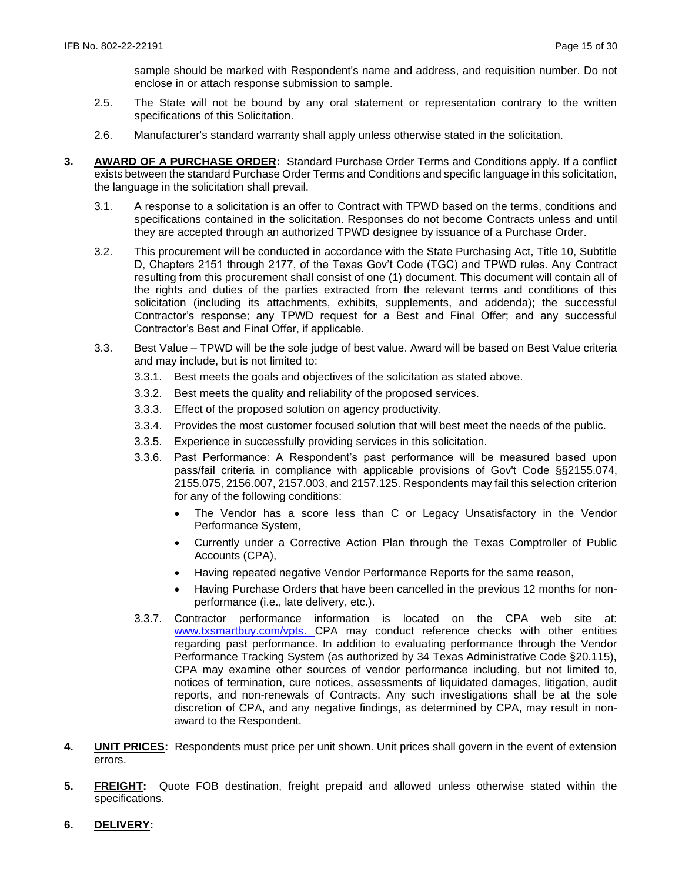sample should be marked with Respondent's name and address, and requisition number. Do not enclose in or attach response submission to sample.

2.5. The State will not be bound by any oral statement or representation contrary to the written specifications of this Solicitation.

2.6. Manufacturer's standard warranty shall apply unless otherwise stated in the solicitation.

**3. AWARD OF A PURCHASE ORDER:** Standard Purchase Order Terms and Conditions apply. If a conflict exists between the standard Purchase Order Terms and Conditions and specific language in this solicitation, the language in the solicitation shall prevail.

3.1. A response to a solicitation is an offer to Contract with TPWD based on the terms, conditions and specifications contained in the solicitation. Responses do not become Contracts unless and until they are accepted through an authorized TPWD designee by issuance of a Purchase Order.

3.2. This procurement will be conducted in accordance with the State Purchasing Act, Title 10, Subtitle D, Chapters 2151 through 2177, of the Texas Gov't Code (TGC) and TPWD rules. Any Contract resulting from this procurement shall consist of one (1) document. This document will contain all of the rights and duties of the parties extracted from the relevant terms and conditions of this solicitation (including its attachments, exhibits, supplements, and addenda); the successful Contractor's response; any TPWD request for a Best and Final Offer; and any successful Contractor's Best and Final Offer, if applicable.

3.3. Best Value – TPWD will be the sole judge of best value. Award will be based on Best Value criteria and may include, but is not limited to:

3.3.1. Best meets the goals and objectives of the solicitation as stated above.

3.3.2. Best meets the quality and reliability of the proposed services.

3.3.3. Effect of the proposed solution on agency productivity.

3.3.4. Provides the most customer focused solution that will best meet the needs of the public.

3.3.5. Experience in successfully providing services in this solicitation.

3.3.6. Past Performance: A Respondent's past performance will be measured based upon pass/fail criteria in compliance with applicable provisions of Gov't Code §§2155.074, 2155.075, 2156.007, 2157.003, and 2157.125. Respondents may fail this selection criterion for any of the following conditions:

- The Vendor has a score less than C or Legacy Unsatisfactory in the Vendor Performance System,
- Currently under a Corrective Action Plan through the Texas Comptroller of Public Accounts (CPA),
- Having repeated negative Vendor Performance Reports for the same reason,
- Having Purchase Orders that have been cancelled in the previous 12 months for non-performance (i.e., late delivery, etc.).

3.3.7. Contractor performance information is located on the CPA web site at: www.txsmartbuy.com/vpts. CPA may conduct reference checks with other entities regarding past performance. In addition to evaluating performance through the Vendor Performance Tracking System (as authorized by 34 Texas Administrative Code §20.115), CPA may examine other sources of vendor performance including, but not limited to, notices of termination, cure notices, assessments of liquidated damages, litigation, audit reports, and non-renewals of Contracts. Any such investigations shall be at the sole discretion of CPA, and any negative findings, as determined by CPA, may result in non-award to the Respondent.

**4. UNIT PRICES:** Respondents must price per unit shown. Unit prices shall govern in the event of extension errors.

**5. FREIGHT:** Quote FOB destination, freight prepaid and allowed unless otherwise stated within the specifications.

**6. DELIVERY:**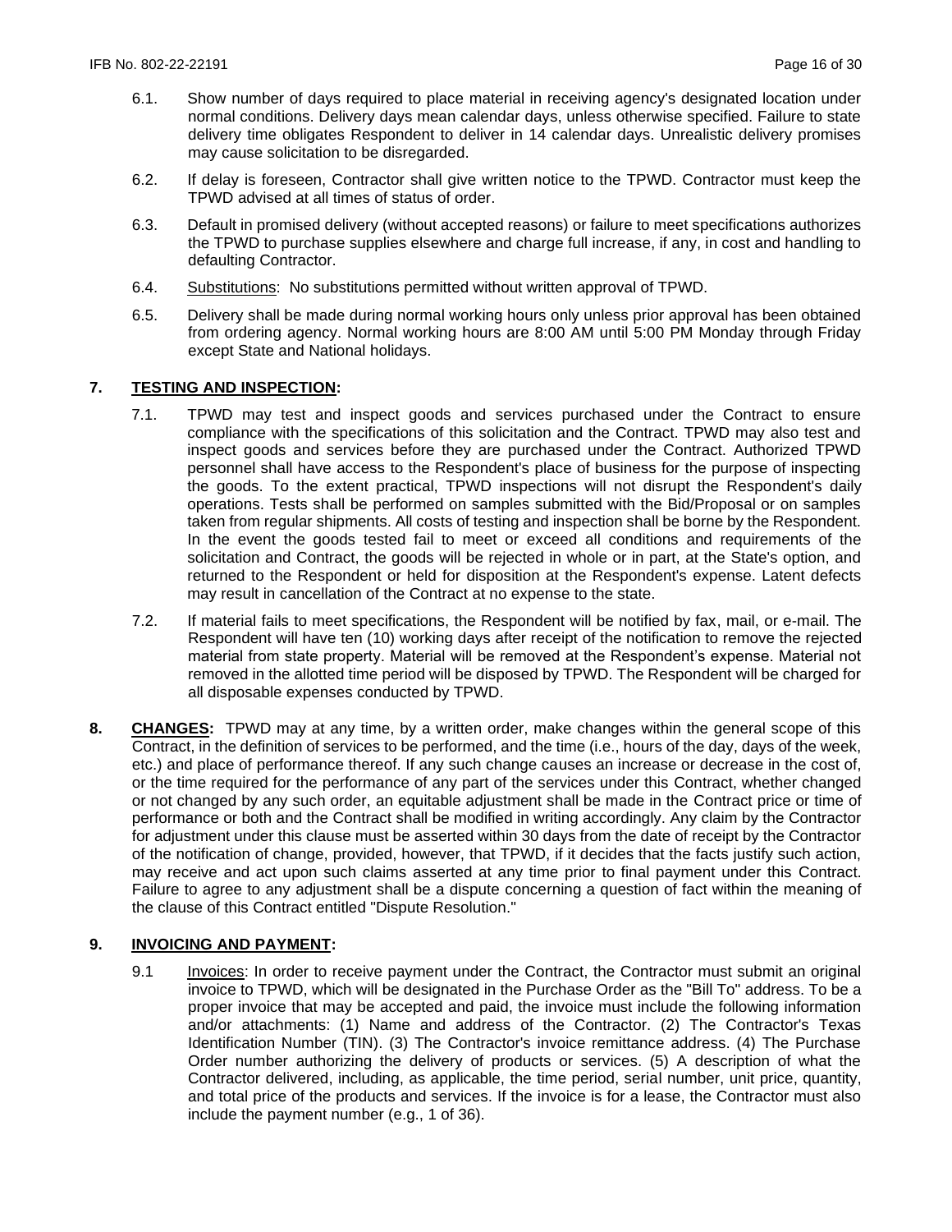6.1. Show number of days required to place material in receiving agency's designated location under normal conditions. Delivery days mean calendar days, unless otherwise specified. Failure to state delivery time obligates Respondent to deliver in 14 calendar days. Unrealistic delivery promises may cause solicitation to be disregarded.

6.2. If delay is foreseen, Contractor shall give written notice to the TPWD. Contractor must keep the TPWD advised at all times of status of order.

6.3. Default in promised delivery (without accepted reasons) or failure to meet specifications authorizes the TPWD to purchase supplies elsewhere and charge full increase, if any, in cost and handling to defaulting Contractor.

6.4. Substitutions: No substitutions permitted without written approval of TPWD.

6.5. Delivery shall be made during normal working hours only unless prior approval has been obtained from ordering agency. Normal working hours are 8:00 AM until 5:00 PM Monday through Friday except State and National holidays.

## 7. TESTING AND INSPECTION:

7.1. TPWD may test and inspect goods and services purchased under the Contract to ensure compliance with the specifications of this solicitation and the Contract. TPWD may also test and inspect goods and services before they are purchased under the Contract. Authorized TPWD personnel shall have access to the Respondent's place of business for the purpose of inspecting the goods. To the extent practical, TPWD inspections will not disrupt the Respondent's daily operations. Tests shall be performed on samples submitted with the Bid/Proposal or on samples taken from regular shipments. All costs of testing and inspection shall be borne by the Respondent. In the event the goods tested fail to meet or exceed all conditions and requirements of the solicitation and Contract, the goods will be rejected in whole or in part, at the State's option, and returned to the Respondent or held for disposition at the Respondent's expense. Latent defects may result in cancellation of the Contract at no expense to the state.

7.2. If material fails to meet specifications, the Respondent will be notified by fax, mail, or e-mail. The Respondent will have ten (10) working days after receipt of the notification to remove the rejected material from state property. Material will be removed at the Respondent's expense. Material not removed in the allotted time period will be disposed by TPWD. The Respondent will be charged for all disposable expenses conducted by TPWD.

**8. CHANGES:** TPWD may at any time, by a written order, make changes within the general scope of this Contract, in the definition of services to be performed, and the time (i.e., hours of the day, days of the week, etc.) and place of performance thereof. If any such change causes an increase or decrease in the cost of, or the time required for the performance of any part of the services under this Contract, whether changed or not changed by any such order, an equitable adjustment shall be made in the Contract price or time of performance or both and the Contract shall be modified in writing accordingly. Any claim by the Contractor for adjustment under this clause must be asserted within 30 days from the date of receipt by the Contractor of the notification of change, provided, however, that TPWD, if it decides that the facts justify such action, may receive and act upon such claims asserted at any time prior to final payment under this Contract. Failure to agree to any adjustment shall be a dispute concerning a question of fact within the meaning of the clause of this Contract entitled "Dispute Resolution."

## 9. INVOICING AND PAYMENT:

9.1 Invoices: In order to receive payment under the Contract, the Contractor must submit an original invoice to TPWD, which will be designated in the Purchase Order as the "Bill To" address. To be a proper invoice that may be accepted and paid, the invoice must include the following information and/or attachments: (1) Name and address of the Contractor. (2) The Contractor's Texas Identification Number (TIN). (3) The Contractor's invoice remittance address. (4) The Purchase Order number authorizing the delivery of products or services. (5) A description of what the Contractor delivered, including, as applicable, the time period, serial number, unit price, quantity, and total price of the products and services. If the invoice is for a lease, the Contractor must also include the payment number (e.g., 1 of 36).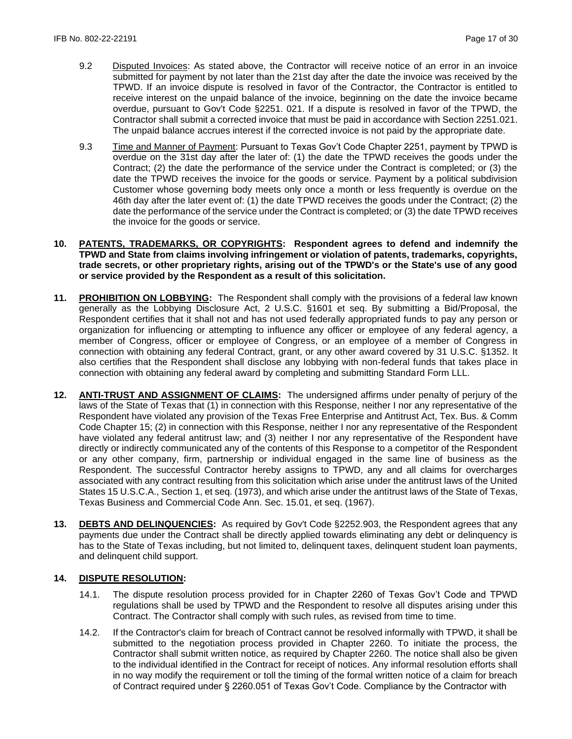9.2 Disputed Invoices: As stated above, the Contractor will receive notice of an error in an invoice submitted for payment by not later than the 21st day after the date the invoice was received by the TPWD. If an invoice dispute is resolved in favor of the Contractor, the Contractor is entitled to receive interest on the unpaid balance of the invoice, beginning on the date the invoice became overdue, pursuant to Gov't Code §2251. 021. If a dispute is resolved in favor of the TPWD, the Contractor shall submit a corrected invoice that must be paid in accordance with Section 2251.021. The unpaid balance accrues interest if the corrected invoice is not paid by the appropriate date.

9.3 Time and Manner of Payment: Pursuant to Texas Gov't Code Chapter 2251, payment by TPWD is overdue on the 31st day after the later of: (1) the date the TPWD receives the goods under the Contract; (2) the date the performance of the service under the Contract is completed; or (3) the date the TPWD receives the invoice for the goods or service. Payment by a political subdivision Customer whose governing body meets only once a month or less frequently is overdue on the 46th day after the later event of: (1) the date TPWD receives the goods under the Contract; (2) the date the performance of the service under the Contract is completed; or (3) the date TPWD receives the invoice for the goods or service.

**10. PATENTS, TRADEMARKS, OR COPYRIGHTS: Respondent agrees to defend and indemnify the TPWD and State from claims involving infringement or violation of patents, trademarks, copyrights, trade secrets, or other proprietary rights, arising out of the TPWD's or the State's use of any good or service provided by the Respondent as a result of this solicitation.**

**11. PROHIBITION ON LOBBYING:** The Respondent shall comply with the provisions of a federal law known generally as the Lobbying Disclosure Act, 2 U.S.C. §1601 et seq. By submitting a Bid/Proposal, the Respondent certifies that it shall not and has not used federally appropriated funds to pay any person or organization for influencing or attempting to influence any officer or employee of any federal agency, a member of Congress, officer or employee of Congress, or an employee of a member of Congress in connection with obtaining any federal Contract, grant, or any other award covered by 31 U.S.C. §1352. It also certifies that the Respondent shall disclose any lobbying with non-federal funds that takes place in connection with obtaining any federal award by completing and submitting Standard Form LLL.

**12. ANTI-TRUST AND ASSIGNMENT OF CLAIMS:** The undersigned affirms under penalty of perjury of the laws of the State of Texas that (1) in connection with this Response, neither I nor any representative of the Respondent have violated any provision of the Texas Free Enterprise and Antitrust Act, Tex. Bus. & Comm Code Chapter 15; (2) in connection with this Response, neither I nor any representative of the Respondent have violated any federal antitrust law; and (3) neither I nor any representative of the Respondent have directly or indirectly communicated any of the contents of this Response to a competitor of the Respondent or any other company, firm, partnership or individual engaged in the same line of business as the Respondent. The successful Contractor hereby assigns to TPWD, any and all claims for overcharges associated with any contract resulting from this solicitation which arise under the antitrust laws of the United States 15 U.S.C.A., Section 1, et seq. (1973), and which arise under the antitrust laws of the State of Texas, Texas Business and Commercial Code Ann. Sec. 15.01, et seq. (1967).

**13. DEBTS AND DELINQUENCIES:** As required by Gov't Code §2252.903, the Respondent agrees that any payments due under the Contract shall be directly applied towards eliminating any debt or delinquency is has to the State of Texas including, but not limited to, delinquent taxes, delinquent student loan payments, and delinquent child support.

**14. DISPUTE RESOLUTION:**

14.1. The dispute resolution process provided for in Chapter 2260 of Texas Gov't Code and TPWD regulations shall be used by TPWD and the Respondent to resolve all disputes arising under this Contract. The Contractor shall comply with such rules, as revised from time to time.

14.2. If the Contractor's claim for breach of Contract cannot be resolved informally with TPWD, it shall be submitted to the negotiation process provided in Chapter 2260. To initiate the process, the Contractor shall submit written notice, as required by Chapter 2260. The notice shall also be given to the individual identified in the Contract for receipt of notices. Any informal resolution efforts shall in no way modify the requirement or toll the timing of the formal written notice of a claim for breach of Contract required under § 2260.051 of Texas Gov't Code. Compliance by the Contractor with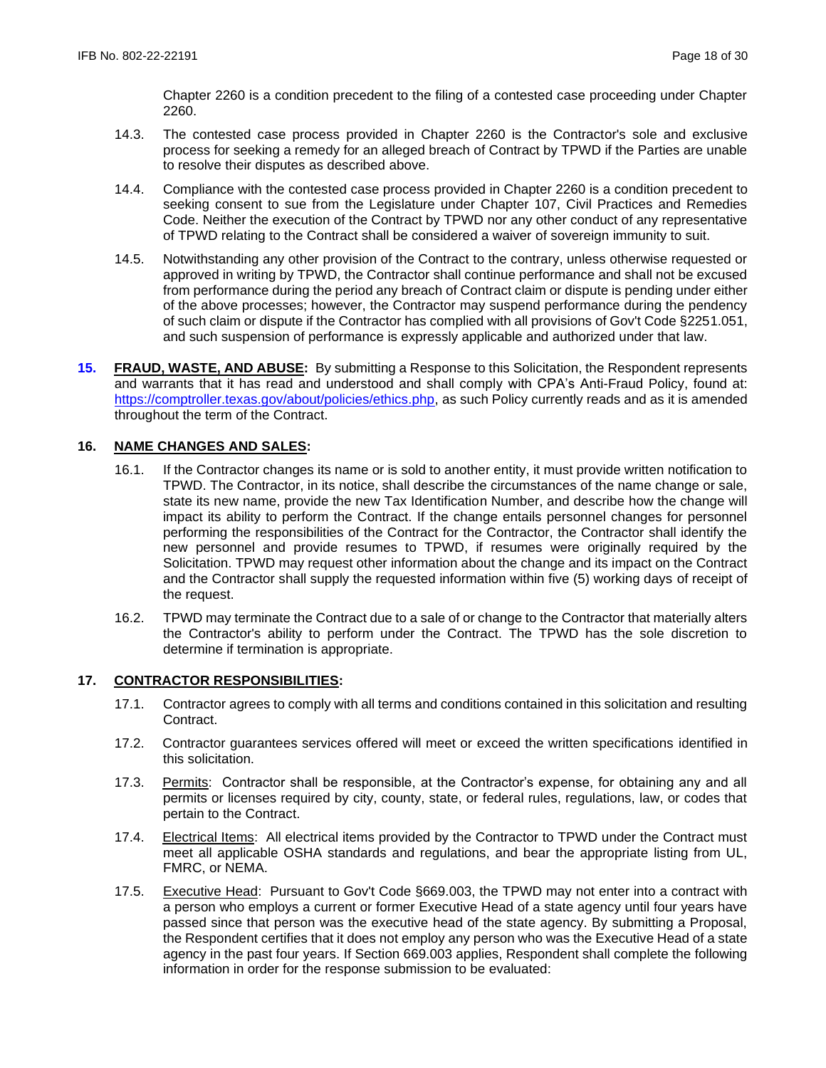Chapter 2260 is a condition precedent to the filing of a contested case proceeding under Chapter 2260.

14.3. The contested case process provided in Chapter 2260 is the Contractor's sole and exclusive process for seeking a remedy for an alleged breach of Contract by TPWD if the Parties are unable to resolve their disputes as described above.

14.4. Compliance with the contested case process provided in Chapter 2260 is a condition precedent to seeking consent to sue from the Legislature under Chapter 107, Civil Practices and Remedies Code. Neither the execution of the Contract by TPWD nor any other conduct of any representative of TPWD relating to the Contract shall be considered a waiver of sovereign immunity to suit.

14.5. Notwithstanding any other provision of the Contract to the contrary, unless otherwise requested or approved in writing by TPWD, the Contractor shall continue performance and shall not be excused from performance during the period any breach of Contract claim or dispute is pending under either of the above processes; however, the Contractor may suspend performance during the pendency of such claim or dispute if the Contractor has complied with all provisions of Gov't Code §2251.051, and such suspension of performance is expressly applicable and authorized under that law.

**15. FRAUD, WASTE, AND ABUSE:** By submitting a Response to this Solicitation, the Respondent represents and warrants that it has read and understood and shall comply with CPA's Anti-Fraud Policy, found at: https://comptroller.texas.gov/about/policies/ethics.php, as such Policy currently reads and as it is amended throughout the term of the Contract.

**16. NAME CHANGES AND SALES:**

16.1. If the Contractor changes its name or is sold to another entity, it must provide written notification to TPWD. The Contractor, in its notice, shall describe the circumstances of the name change or sale, state its new name, provide the new Tax Identification Number, and describe how the change will impact its ability to perform the Contract. If the change entails personnel changes for personnel performing the responsibilities of the Contract for the Contractor, the Contractor shall identify the new personnel and provide resumes to TPWD, if resumes were originally required by the Solicitation. TPWD may request other information about the change and its impact on the Contract and the Contractor shall supply the requested information within five (5) working days of receipt of the request.

16.2. TPWD may terminate the Contract due to a sale of or change to the Contractor that materially alters the Contractor's ability to perform under the Contract. The TPWD has the sole discretion to determine if termination is appropriate.

**17. CONTRACTOR RESPONSIBILITIES:**

17.1. Contractor agrees to comply with all terms and conditions contained in this solicitation and resulting Contract.

17.2. Contractor guarantees services offered will meet or exceed the written specifications identified in this solicitation.

17.3. Permits: Contractor shall be responsible, at the Contractor's expense, for obtaining any and all permits or licenses required by city, county, state, or federal rules, regulations, law, or codes that pertain to the Contract.

17.4. Electrical Items: All electrical items provided by the Contractor to TPWD under the Contract must meet all applicable OSHA standards and regulations, and bear the appropriate listing from UL, FMRC, or NEMA.

17.5. Executive Head: Pursuant to Gov't Code §669.003, the TPWD may not enter into a contract with a person who employs a current or former Executive Head of a state agency until four years have passed since that person was the executive head of the state agency. By submitting a Proposal, the Respondent certifies that it does not employ any person who was the Executive Head of a state agency in the past four years. If Section 669.003 applies, Respondent shall complete the following information in order for the response submission to be evaluated: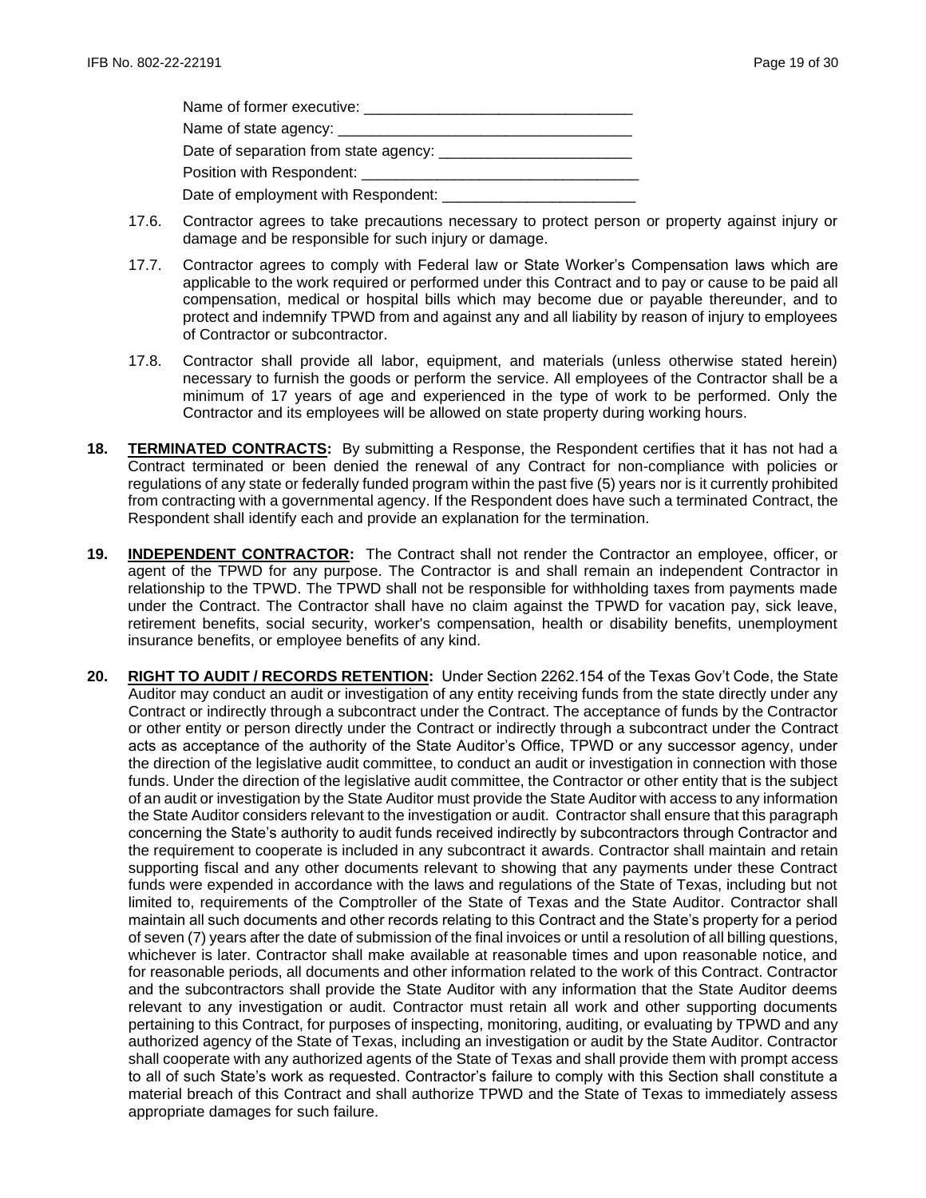Name of former executive: ________________________________

Name of state agency: ___________________________________

Date of separation from state agency: _______________________

Position with Respondent: ________________________________

Date of employment with Respondent: _______________________

17.6. Contractor agrees to take precautions necessary to protect person or property against injury or damage and be responsible for such injury or damage.

17.7. Contractor agrees to comply with Federal law or State Worker's Compensation laws which are applicable to the work required or performed under this Contract and to pay or cause to be paid all compensation, medical or hospital bills which may become due or payable thereunder, and to protect and indemnify TPWD from and against any and all liability by reason of injury to employees of Contractor or subcontractor.

17.8. Contractor shall provide all labor, equipment, and materials (unless otherwise stated herein) necessary to furnish the goods or perform the service. All employees of the Contractor shall be a minimum of 17 years of age and experienced in the type of work to be performed. Only the Contractor and its employees will be allowed on state property during working hours.

**18. <u>TERMINATED CONTRACTS</u>:** By submitting a Response, the Respondent certifies that it has not had a Contract terminated or been denied the renewal of any Contract for non-compliance with policies or regulations of any state or federally funded program within the past five (5) years nor is it currently prohibited from contracting with a governmental agency. If the Respondent does have such a terminated Contract, the Respondent shall identify each and provide an explanation for the termination.

**19. <u>INDEPENDENT CONTRACTOR</u>:** The Contract shall not render the Contractor an employee, officer, or agent of the TPWD for any purpose. The Contractor is and shall remain an independent Contractor in relationship to the TPWD. The TPWD shall not be responsible for withholding taxes from payments made under the Contract. The Contractor shall have no claim against the TPWD for vacation pay, sick leave, retirement benefits, social security, worker's compensation, health or disability benefits, unemployment insurance benefits, or employee benefits of any kind.

**20. <u>RIGHT TO AUDIT / RECORDS RETENTION</u>:** Under Section 2262.154 of the Texas Gov't Code, the State Auditor may conduct an audit or investigation of any entity receiving funds from the state directly under any Contract or indirectly through a subcontract under the Contract. The acceptance of funds by the Contractor or other entity or person directly under the Contract or indirectly through a subcontract under the Contract acts as acceptance of the authority of the State Auditor's Office, TPWD or any successor agency, under the direction of the legislative audit committee, to conduct an audit or investigation in connection with those funds. Under the direction of the legislative audit committee, the Contractor or other entity that is the subject of an audit or investigation by the State Auditor must provide the State Auditor with access to any information the State Auditor considers relevant to the investigation or audit. Contractor shall ensure that this paragraph concerning the State's authority to audit funds received indirectly by subcontractors through Contractor and the requirement to cooperate is included in any subcontract it awards. Contractor shall maintain and retain supporting fiscal and any other documents relevant to showing that any payments under these Contract funds were expended in accordance with the laws and regulations of the State of Texas, including but not limited to, requirements of the Comptroller of the State of Texas and the State Auditor. Contractor shall maintain all such documents and other records relating to this Contract and the State's property for a period of seven (7) years after the date of submission of the final invoices or until a resolution of all billing questions, whichever is later. Contractor shall make available at reasonable times and upon reasonable notice, and for reasonable periods, all documents and other information related to the work of this Contract. Contractor and the subcontractors shall provide the State Auditor with any information that the State Auditor deems relevant to any investigation or audit. Contractor must retain all work and other supporting documents pertaining to this Contract, for purposes of inspecting, monitoring, auditing, or evaluating by TPWD and any authorized agency of the State of Texas, including an investigation or audit by the State Auditor. Contractor shall cooperate with any authorized agents of the State of Texas and shall provide them with prompt access to all of such State's work as requested. Contractor's failure to comply with this Section shall constitute a material breach of this Contract and shall authorize TPWD and the State of Texas to immediately assess appropriate damages for such failure.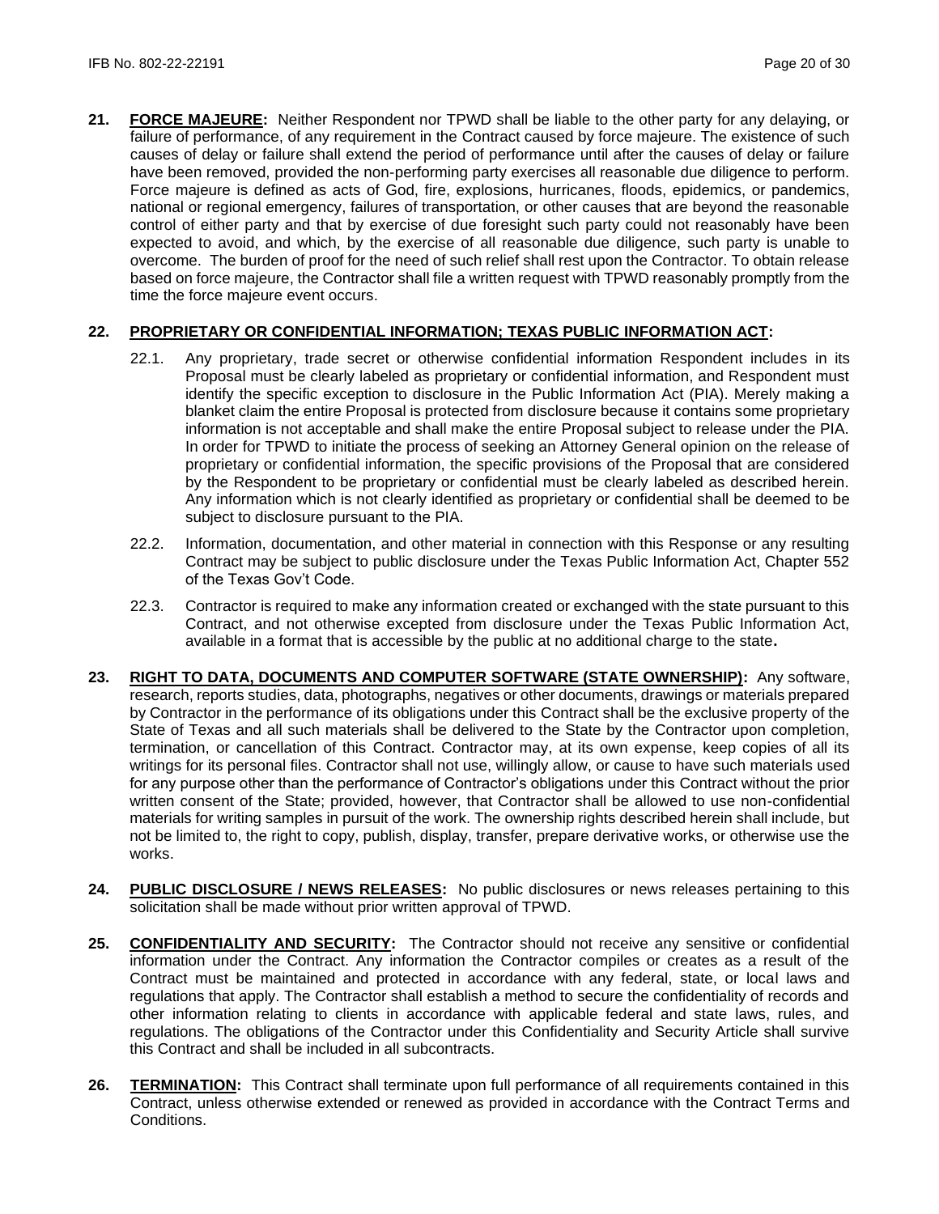**21. FORCE MAJEURE:** Neither Respondent nor TPWD shall be liable to the other party for any delaying, or failure of performance, of any requirement in the Contract caused by force majeure. The existence of such causes of delay or failure shall extend the period of performance until after the causes of delay or failure have been removed, provided the non-performing party exercises all reasonable due diligence to perform. Force majeure is defined as acts of God, fire, explosions, hurricanes, floods, epidemics, or pandemics, national or regional emergency, failures of transportation, or other causes that are beyond the reasonable control of either party and that by exercise of due foresight such party could not reasonably have been expected to avoid, and which, by the exercise of all reasonable due diligence, such party is unable to overcome. The burden of proof for the need of such relief shall rest upon the Contractor. To obtain release based on force majeure, the Contractor shall file a written request with TPWD reasonably promptly from the time the force majeure event occurs.

**22. PROPRIETARY OR CONFIDENTIAL INFORMATION; TEXAS PUBLIC INFORMATION ACT:**

22.1. Any proprietary, trade secret or otherwise confidential information Respondent includes in its Proposal must be clearly labeled as proprietary or confidential information, and Respondent must identify the specific exception to disclosure in the Public Information Act (PIA). Merely making a blanket claim the entire Proposal is protected from disclosure because it contains some proprietary information is not acceptable and shall make the entire Proposal subject to release under the PIA. In order for TPWD to initiate the process of seeking an Attorney General opinion on the release of proprietary or confidential information, the specific provisions of the Proposal that are considered by the Respondent to be proprietary or confidential must be clearly labeled as described herein. Any information which is not clearly identified as proprietary or confidential shall be deemed to be subject to disclosure pursuant to the PIA.

22.2. Information, documentation, and other material in connection with this Response or any resulting Contract may be subject to public disclosure under the Texas Public Information Act, Chapter 552 of the Texas Gov't Code.

22.3. Contractor is required to make any information created or exchanged with the state pursuant to this Contract, and not otherwise excepted from disclosure under the Texas Public Information Act, available in a format that is accessible by the public at no additional charge to the state.

**23. RIGHT TO DATA, DOCUMENTS AND COMPUTER SOFTWARE (STATE OWNERSHIP):** Any software, research, reports studies, data, photographs, negatives or other documents, drawings or materials prepared by Contractor in the performance of its obligations under this Contract shall be the exclusive property of the State of Texas and all such materials shall be delivered to the State by the Contractor upon completion, termination, or cancellation of this Contract. Contractor may, at its own expense, keep copies of all its writings for its personal files. Contractor shall not use, willingly allow, or cause to have such materials used for any purpose other than the performance of Contractor's obligations under this Contract without the prior written consent of the State; provided, however, that Contractor shall be allowed to use non-confidential materials for writing samples in pursuit of the work. The ownership rights described herein shall include, but not be limited to, the right to copy, publish, display, transfer, prepare derivative works, or otherwise use the works.

**24. PUBLIC DISCLOSURE / NEWS RELEASES:** No public disclosures or news releases pertaining to this solicitation shall be made without prior written approval of TPWD.

**25. CONFIDENTIALITY AND SECURITY:** The Contractor should not receive any sensitive or confidential information under the Contract. Any information the Contractor compiles or creates as a result of the Contract must be maintained and protected in accordance with any federal, state, or local laws and regulations that apply. The Contractor shall establish a method to secure the confidentiality of records and other information relating to clients in accordance with applicable federal and state laws, rules, and regulations. The obligations of the Contractor under this Confidentiality and Security Article shall survive this Contract and shall be included in all subcontracts.

**26. TERMINATION:** This Contract shall terminate upon full performance of all requirements contained in this Contract, unless otherwise extended or renewed as provided in accordance with the Contract Terms and Conditions.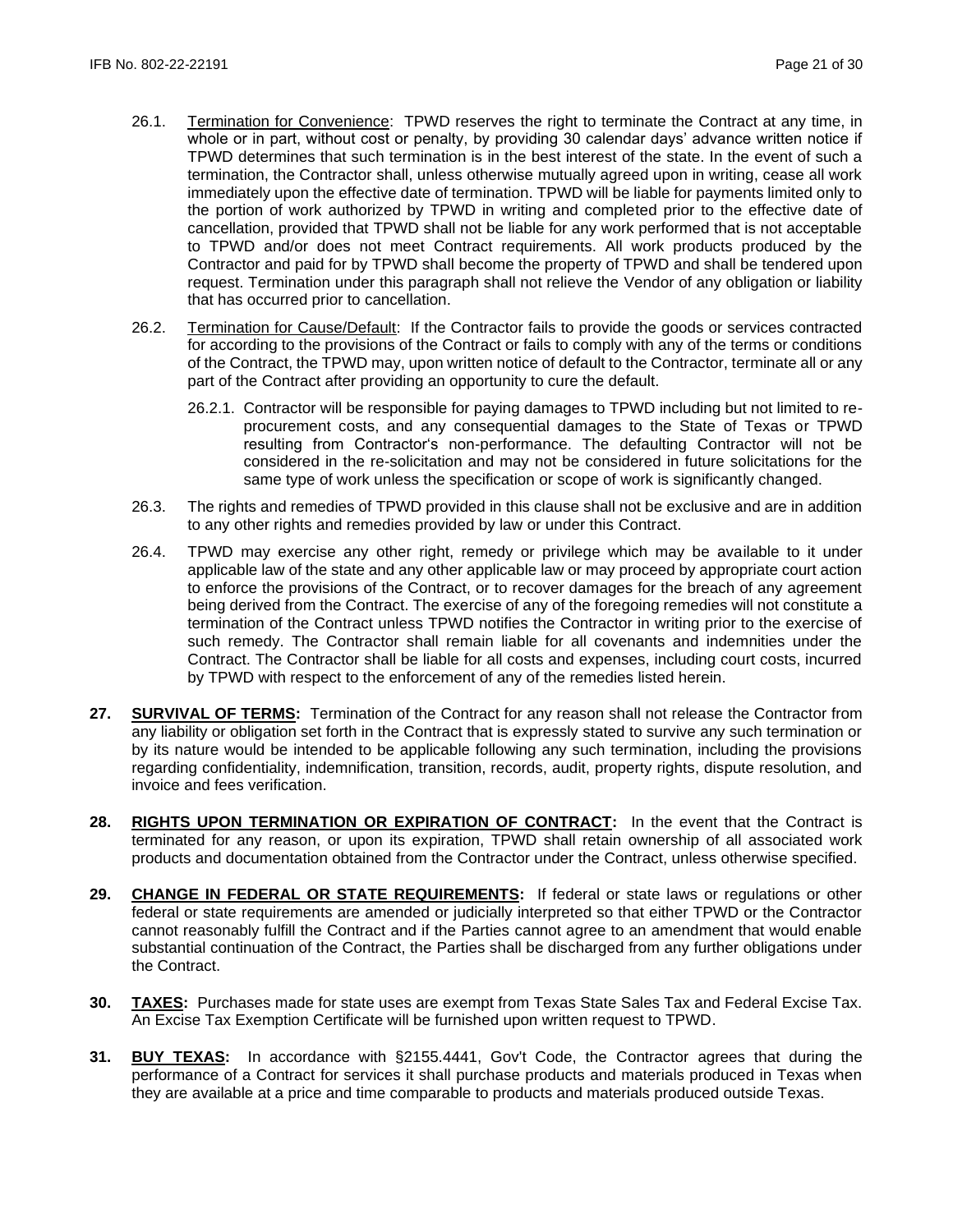26.1. Termination for Convenience: TPWD reserves the right to terminate the Contract at any time, in whole or in part, without cost or penalty, by providing 30 calendar days' advance written notice if TPWD determines that such termination is in the best interest of the state. In the event of such a termination, the Contractor shall, unless otherwise mutually agreed upon in writing, cease all work immediately upon the effective date of termination. TPWD will be liable for payments limited only to the portion of work authorized by TPWD in writing and completed prior to the effective date of cancellation, provided that TPWD shall not be liable for any work performed that is not acceptable to TPWD and/or does not meet Contract requirements. All work products produced by the Contractor and paid for by TPWD shall become the property of TPWD and shall be tendered upon request. Termination under this paragraph shall not relieve the Vendor of any obligation or liability that has occurred prior to cancellation.

26.2. Termination for Cause/Default: If the Contractor fails to provide the goods or services contracted for according to the provisions of the Contract or fails to comply with any of the terms or conditions of the Contract, the TPWD may, upon written notice of default to the Contractor, terminate all or any part of the Contract after providing an opportunity to cure the default.

26.2.1. Contractor will be responsible for paying damages to TPWD including but not limited to re-procurement costs, and any consequential damages to the State of Texas or TPWD resulting from Contractor's non-performance. The defaulting Contractor will not be considered in the re-solicitation and may not be considered in future solicitations for the same type of work unless the specification or scope of work is significantly changed.

26.3. The rights and remedies of TPWD provided in this clause shall not be exclusive and are in addition to any other rights and remedies provided by law or under this Contract.

26.4. TPWD may exercise any other right, remedy or privilege which may be available to it under applicable law of the state and any other applicable law or may proceed by appropriate court action to enforce the provisions of the Contract, or to recover damages for the breach of any agreement being derived from the Contract. The exercise of any of the foregoing remedies will not constitute a termination of the Contract unless TPWD notifies the Contractor in writing prior to the exercise of such remedy. The Contractor shall remain liable for all covenants and indemnities under the Contract. The Contractor shall be liable for all costs and expenses, including court costs, incurred by TPWD with respect to the enforcement of any of the remedies listed herein.

**27. SURVIVAL OF TERMS:** Termination of the Contract for any reason shall not release the Contractor from any liability or obligation set forth in the Contract that is expressly stated to survive any such termination or by its nature would be intended to be applicable following any such termination, including the provisions regarding confidentiality, indemnification, transition, records, audit, property rights, dispute resolution, and invoice and fees verification.

**28. RIGHTS UPON TERMINATION OR EXPIRATION OF CONTRACT:** In the event that the Contract is terminated for any reason, or upon its expiration, TPWD shall retain ownership of all associated work products and documentation obtained from the Contractor under the Contract, unless otherwise specified.

**29. CHANGE IN FEDERAL OR STATE REQUIREMENTS:** If federal or state laws or regulations or other federal or state requirements are amended or judicially interpreted so that either TPWD or the Contractor cannot reasonably fulfill the Contract and if the Parties cannot agree to an amendment that would enable substantial continuation of the Contract, the Parties shall be discharged from any further obligations under the Contract.

**30. TAXES:** Purchases made for state uses are exempt from Texas State Sales Tax and Federal Excise Tax. An Excise Tax Exemption Certificate will be furnished upon written request to TPWD.

**31. BUY TEXAS:** In accordance with §2155.4441, Gov't Code, the Contractor agrees that during the performance of a Contract for services it shall purchase products and materials produced in Texas when they are available at a price and time comparable to products and materials produced outside Texas.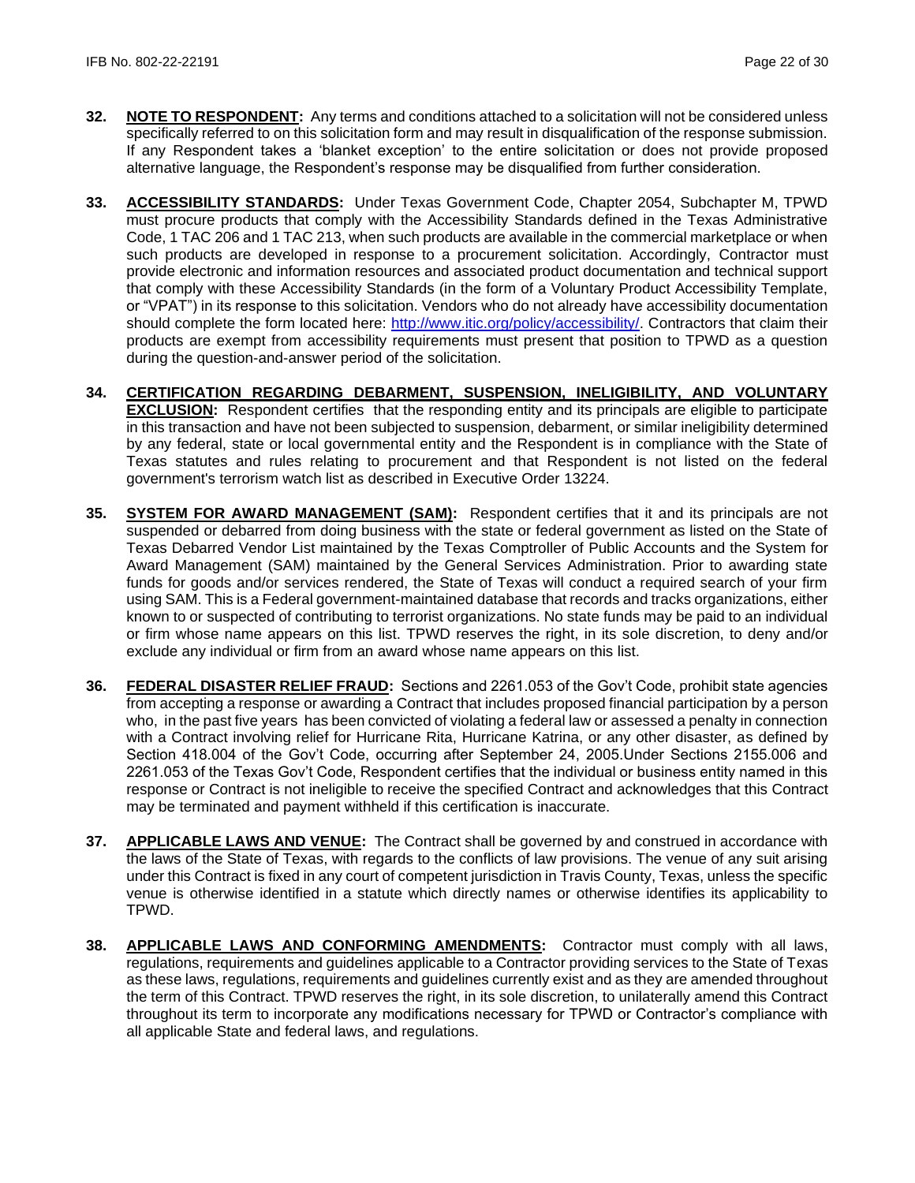**32. NOTE TO RESPONDENT:** Any terms and conditions attached to a solicitation will not be considered unless specifically referred to on this solicitation form and may result in disqualification of the response submission. If any Respondent takes a 'blanket exception' to the entire solicitation or does not provide proposed alternative language, the Respondent's response may be disqualified from further consideration.

**33. ACCESSIBILITY STANDARDS:** Under Texas Government Code, Chapter 2054, Subchapter M, TPWD must procure products that comply with the Accessibility Standards defined in the Texas Administrative Code, 1 TAC 206 and 1 TAC 213, when such products are available in the commercial marketplace or when such products are developed in response to a procurement solicitation. Accordingly, Contractor must provide electronic and information resources and associated product documentation and technical support that comply with these Accessibility Standards (in the form of a Voluntary Product Accessibility Template, or "VPAT") in its response to this solicitation. Vendors who do not already have accessibility documentation should complete the form located here: [http://www.itic.org/policy/accessibility/](http://www.itic.org/policy/accessibility/). Contractors that claim their products are exempt from accessibility requirements must present that position to TPWD as a question during the question-and-answer period of the solicitation.

**34. CERTIFICATION REGARDING DEBARMENT, SUSPENSION, INELIGIBILITY, AND VOLUNTARY EXCLUSION:** Respondent certifies that the responding entity and its principals are eligible to participate in this transaction and have not been subjected to suspension, debarment, or similar ineligibility determined by any federal, state or local governmental entity and the Respondent is in compliance with the State of Texas statutes and rules relating to procurement and that Respondent is not listed on the federal government's terrorism watch list as described in Executive Order 13224.

**35. SYSTEM FOR AWARD MANAGEMENT (SAM):** Respondent certifies that it and its principals are not suspended or debarred from doing business with the state or federal government as listed on the State of Texas Debarred Vendor List maintained by the Texas Comptroller of Public Accounts and the System for Award Management (SAM) maintained by the General Services Administration. Prior to awarding state funds for goods and/or services rendered, the State of Texas will conduct a required search of your firm using SAM. This is a Federal government-maintained database that records and tracks organizations, either known to or suspected of contributing to terrorist organizations. No state funds may be paid to an individual or firm whose name appears on this list. TPWD reserves the right, in its sole discretion, to deny and/or exclude any individual or firm from an award whose name appears on this list.

**36. FEDERAL DISASTER RELIEF FRAUD:** Sections and 2261.053 of the Gov't Code, prohibit state agencies from accepting a response or awarding a Contract that includes proposed financial participation by a person who, in the past five years has been convicted of violating a federal law or assessed a penalty in connection with a Contract involving relief for Hurricane Rita, Hurricane Katrina, or any other disaster, as defined by Section 418.004 of the Gov't Code, occurring after September 24, 2005.Under Sections 2155.006 and 2261.053 of the Texas Gov't Code, Respondent certifies that the individual or business entity named in this response or Contract is not ineligible to receive the specified Contract and acknowledges that this Contract may be terminated and payment withheld if this certification is inaccurate.

**37. APPLICABLE LAWS AND VENUE:** The Contract shall be governed by and construed in accordance with the laws of the State of Texas, with regards to the conflicts of law provisions. The venue of any suit arising under this Contract is fixed in any court of competent jurisdiction in Travis County, Texas, unless the specific venue is otherwise identified in a statute which directly names or otherwise identifies its applicability to TPWD.

**38. APPLICABLE LAWS AND CONFORMING AMENDMENTS:** Contractor must comply with all laws, regulations, requirements and guidelines applicable to a Contractor providing services to the State of Texas as these laws, regulations, requirements and guidelines currently exist and as they are amended throughout the term of this Contract. TPWD reserves the right, in its sole discretion, to unilaterally amend this Contract throughout its term to incorporate any modifications necessary for TPWD or Contractor's compliance with all applicable State and federal laws, and regulations.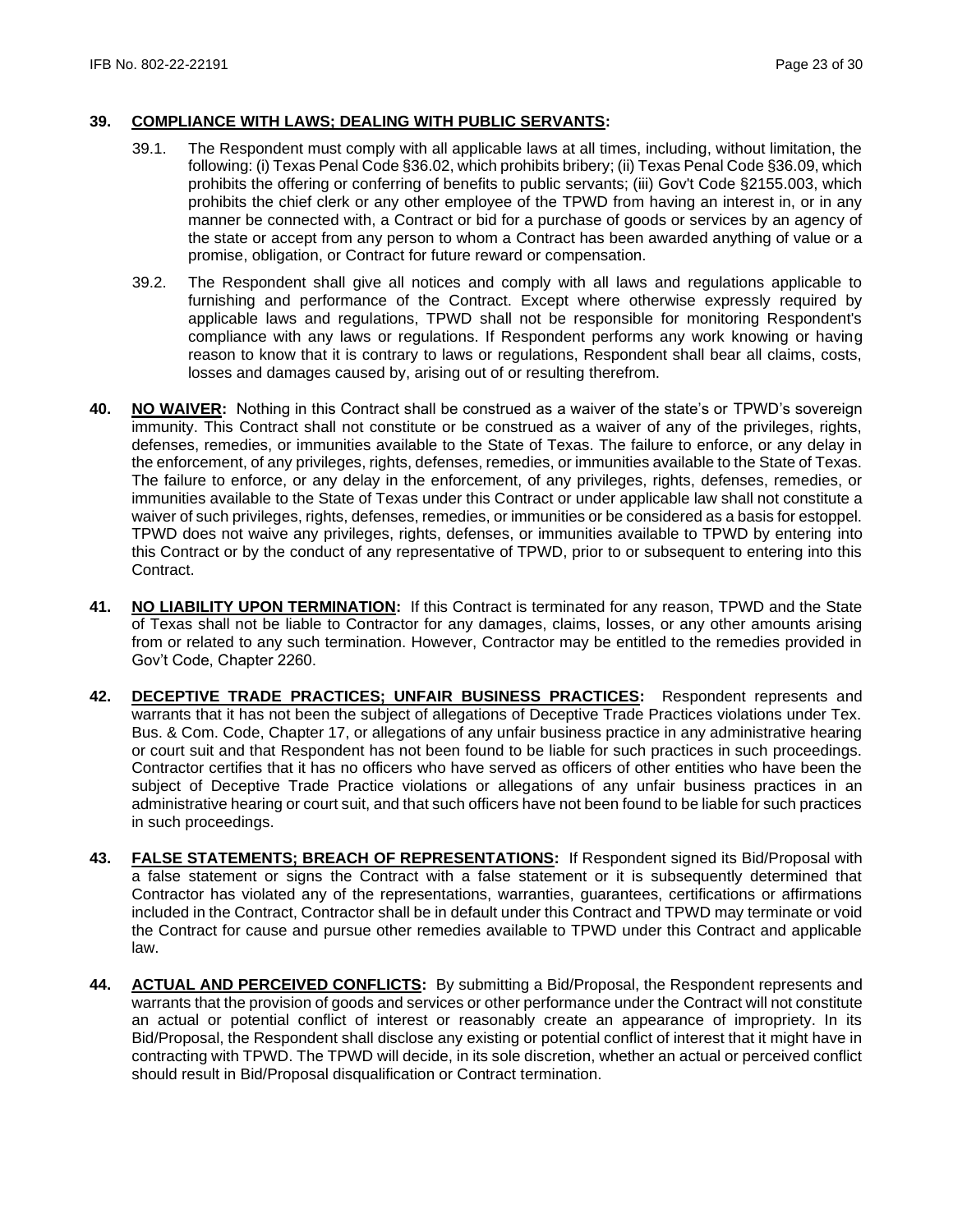**39. COMPLIANCE WITH LAWS; DEALING WITH PUBLIC SERVANTS:**

39.1. The Respondent must comply with all applicable laws at all times, including, without limitation, the following: (i) Texas Penal Code §36.02, which prohibits bribery; (ii) Texas Penal Code §36.09, which prohibits the offering or conferring of benefits to public servants; (iii) Gov't Code §2155.003, which prohibits the chief clerk or any other employee of the TPWD from having an interest in, or in any manner be connected with, a Contract or bid for a purchase of goods or services by an agency of the state or accept from any person to whom a Contract has been awarded anything of value or a promise, obligation, or Contract for future reward or compensation.

39.2. The Respondent shall give all notices and comply with all laws and regulations applicable to furnishing and performance of the Contract. Except where otherwise expressly required by applicable laws and regulations, TPWD shall not be responsible for monitoring Respondent's compliance with any laws or regulations. If Respondent performs any work knowing or having reason to know that it is contrary to laws or regulations, Respondent shall bear all claims, costs, losses and damages caused by, arising out of or resulting therefrom.

**40. NO WAIVER:** Nothing in this Contract shall be construed as a waiver of the state's or TPWD's sovereign immunity. This Contract shall not constitute or be construed as a waiver of any of the privileges, rights, defenses, remedies, or immunities available to the State of Texas. The failure to enforce, or any delay in the enforcement, of any privileges, rights, defenses, remedies, or immunities available to the State of Texas. The failure to enforce, or any delay in the enforcement, of any privileges, rights, defenses, remedies, or immunities available to the State of Texas under this Contract or under applicable law shall not constitute a waiver of such privileges, rights, defenses, remedies, or immunities or be considered as a basis for estoppel. TPWD does not waive any privileges, rights, defenses, or immunities available to TPWD by entering into this Contract or by the conduct of any representative of TPWD, prior to or subsequent to entering into this Contract.

**41. NO LIABILITY UPON TERMINATION:** If this Contract is terminated for any reason, TPWD and the State of Texas shall not be liable to Contractor for any damages, claims, losses, or any other amounts arising from or related to any such termination. However, Contractor may be entitled to the remedies provided in Gov't Code, Chapter 2260.

**42. DECEPTIVE TRADE PRACTICES; UNFAIR BUSINESS PRACTICES:** Respondent represents and warrants that it has not been the subject of allegations of Deceptive Trade Practices violations under Tex. Bus. & Com. Code, Chapter 17, or allegations of any unfair business practice in any administrative hearing or court suit and that Respondent has not been found to be liable for such practices in such proceedings. Contractor certifies that it has no officers who have served as officers of other entities who have been the subject of Deceptive Trade Practice violations or allegations of any unfair business practices in an administrative hearing or court suit, and that such officers have not been found to be liable for such practices in such proceedings.

**43. FALSE STATEMENTS; BREACH OF REPRESENTATIONS:** If Respondent signed its Bid/Proposal with a false statement or signs the Contract with a false statement or it is subsequently determined that Contractor has violated any of the representations, warranties, guarantees, certifications or affirmations included in the Contract, Contractor shall be in default under this Contract and TPWD may terminate or void the Contract for cause and pursue other remedies available to TPWD under this Contract and applicable law.

**44. ACTUAL AND PERCEIVED CONFLICTS:** By submitting a Bid/Proposal, the Respondent represents and warrants that the provision of goods and services or other performance under the Contract will not constitute an actual or potential conflict of interest or reasonably create an appearance of impropriety. In its Bid/Proposal, the Respondent shall disclose any existing or potential conflict of interest that it might have in contracting with TPWD. The TPWD will decide, in its sole discretion, whether an actual or perceived conflict should result in Bid/Proposal disqualification or Contract termination.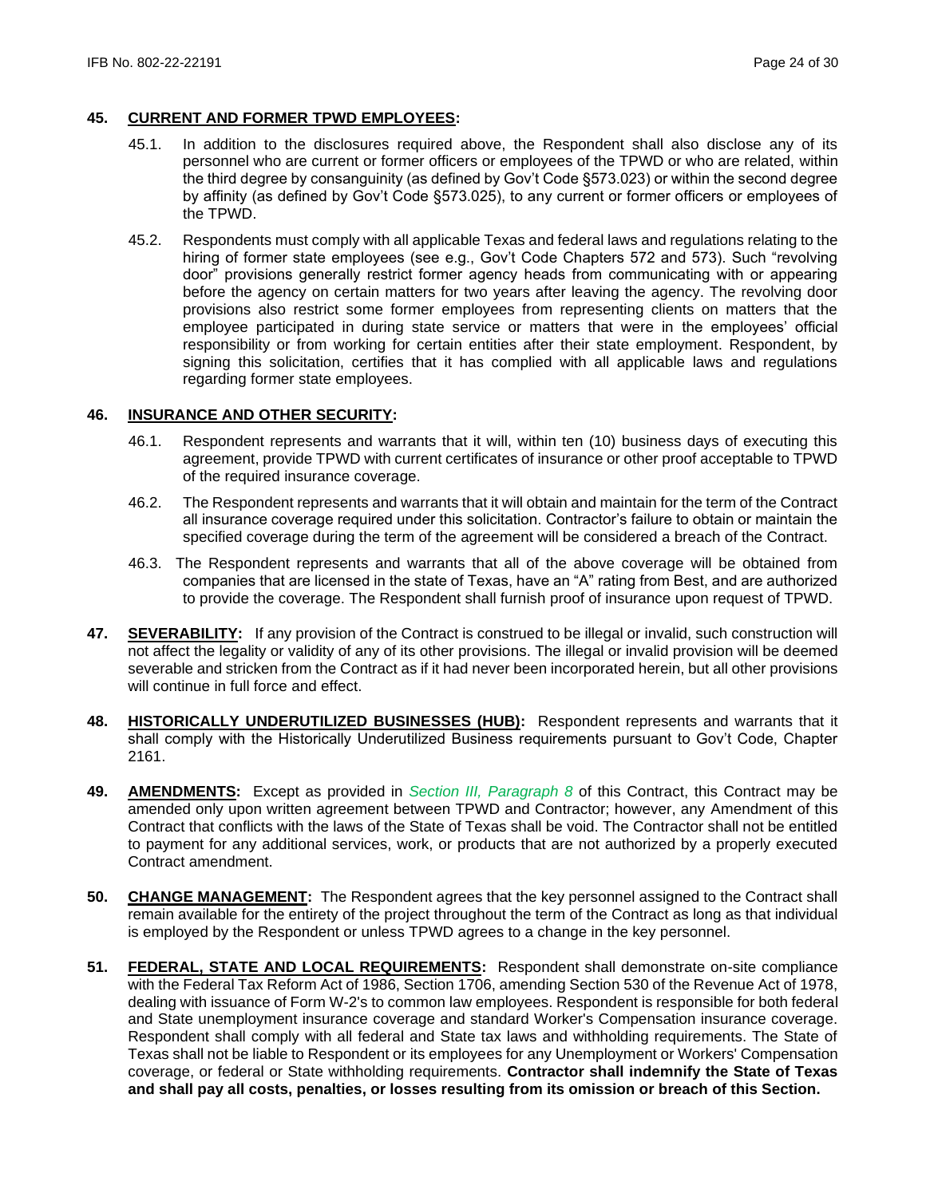**45. CURRENT AND FORMER TPWD EMPLOYEES:**

45.1. In addition to the disclosures required above, the Respondent shall also disclose any of its personnel who are current or former officers or employees of the TPWD or who are related, within the third degree by consanguinity (as defined by Gov't Code §573.023) or within the second degree by affinity (as defined by Gov't Code §573.025), to any current or former officers or employees of the TPWD.

45.2. Respondents must comply with all applicable Texas and federal laws and regulations relating to the hiring of former state employees (see e.g., Gov't Code Chapters 572 and 573). Such "revolving door" provisions generally restrict former agency heads from communicating with or appearing before the agency on certain matters for two years after leaving the agency. The revolving door provisions also restrict some former employees from representing clients on matters that the employee participated in during state service or matters that were in the employees' official responsibility or from working for certain entities after their state employment. Respondent, by signing this solicitation, certifies that it has complied with all applicable laws and regulations regarding former state employees.

**46. INSURANCE AND OTHER SECURITY:**

46.1. Respondent represents and warrants that it will, within ten (10) business days of executing this agreement, provide TPWD with current certificates of insurance or other proof acceptable to TPWD of the required insurance coverage.

46.2. The Respondent represents and warrants that it will obtain and maintain for the term of the Contract all insurance coverage required under this solicitation. Contractor's failure to obtain or maintain the specified coverage during the term of the agreement will be considered a breach of the Contract.

46.3. The Respondent represents and warrants that all of the above coverage will be obtained from companies that are licensed in the state of Texas, have an "A" rating from Best, and are authorized to provide the coverage. The Respondent shall furnish proof of insurance upon request of TPWD.

**47. SEVERABILITY:** If any provision of the Contract is construed to be illegal or invalid, such construction will not affect the legality or validity of any of its other provisions. The illegal or invalid provision will be deemed severable and stricken from the Contract as if it had never been incorporated herein, but all other provisions will continue in full force and effect.

**48. HISTORICALLY UNDERUTILIZED BUSINESSES (HUB):** Respondent represents and warrants that it shall comply with the Historically Underutilized Business requirements pursuant to Gov't Code, Chapter 2161.

**49. AMENDMENTS:** Except as provided in *Section III, Paragraph 8* of this Contract, this Contract may be amended only upon written agreement between TPWD and Contractor; however, any Amendment of this Contract that conflicts with the laws of the State of Texas shall be void. The Contractor shall not be entitled to payment for any additional services, work, or products that are not authorized by a properly executed Contract amendment.

**50. CHANGE MANAGEMENT:** The Respondent agrees that the key personnel assigned to the Contract shall remain available for the entirety of the project throughout the term of the Contract as long as that individual is employed by the Respondent or unless TPWD agrees to a change in the key personnel.

**51. FEDERAL, STATE AND LOCAL REQUIREMENTS:** Respondent shall demonstrate on-site compliance with the Federal Tax Reform Act of 1986, Section 1706, amending Section 530 of the Revenue Act of 1978, dealing with issuance of Form W-2's to common law employees. Respondent is responsible for both federal and State unemployment insurance coverage and standard Worker's Compensation insurance coverage. Respondent shall comply with all federal and State tax laws and withholding requirements. The State of Texas shall not be liable to Respondent or its employees for any Unemployment or Workers' Compensation coverage, or federal or State withholding requirements. **Contractor shall indemnify the State of Texas and shall pay all costs, penalties, or losses resulting from its omission or breach of this Section.**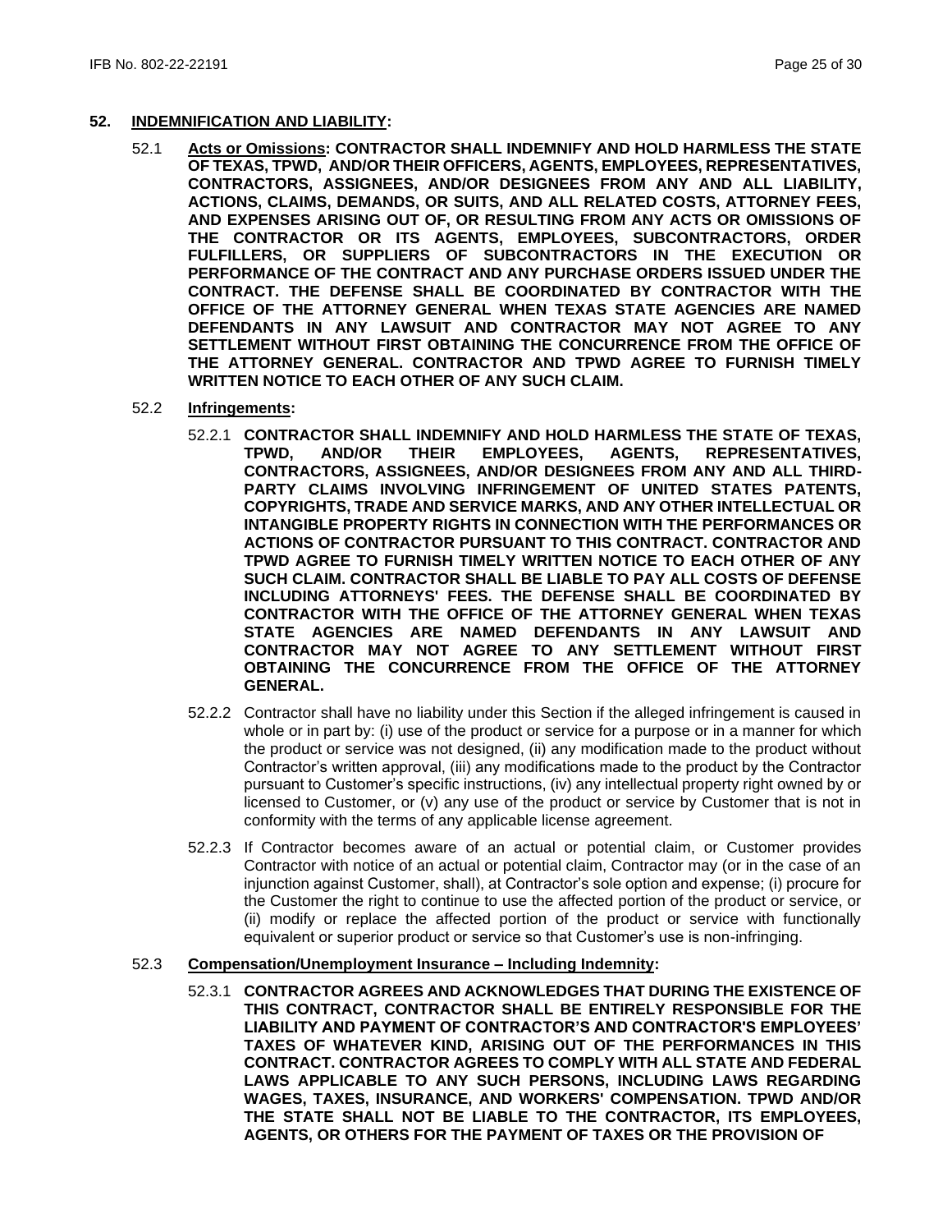**52. INDEMNIFICATION AND LIABILITY:**

52.1 **Acts or Omissions: CONTRACTOR SHALL INDEMNIFY AND HOLD HARMLESS THE STATE OF TEXAS, TPWD, AND/OR THEIR OFFICERS, AGENTS, EMPLOYEES, REPRESENTATIVES, CONTRACTORS, ASSIGNEES, AND/OR DESIGNEES FROM ANY AND ALL LIABILITY, ACTIONS, CLAIMS, DEMANDS, OR SUITS, AND ALL RELATED COSTS, ATTORNEY FEES, AND EXPENSES ARISING OUT OF, OR RESULTING FROM ANY ACTS OR OMISSIONS OF THE CONTRACTOR OR ITS AGENTS, EMPLOYEES, SUBCONTRACTORS, ORDER FULFILLERS, OR SUPPLIERS OF SUBCONTRACTORS IN THE EXECUTION OR PERFORMANCE OF THE CONTRACT AND ANY PURCHASE ORDERS ISSUED UNDER THE CONTRACT. THE DEFENSE SHALL BE COORDINATED BY CONTRACTOR WITH THE OFFICE OF THE ATTORNEY GENERAL WHEN TEXAS STATE AGENCIES ARE NAMED DEFENDANTS IN ANY LAWSUIT AND CONTRACTOR MAY NOT AGREE TO ANY SETTLEMENT WITHOUT FIRST OBTAINING THE CONCURRENCE FROM THE OFFICE OF THE ATTORNEY GENERAL. CONTRACTOR AND TPWD AGREE TO FURNISH TIMELY WRITTEN NOTICE TO EACH OTHER OF ANY SUCH CLAIM.**

52.2 **Infringements:**

52.2.1 **CONTRACTOR SHALL INDEMNIFY AND HOLD HARMLESS THE STATE OF TEXAS, TPWD, AND/OR THEIR EMPLOYEES, AGENTS, REPRESENTATIVES, CONTRACTORS, ASSIGNEES, AND/OR DESIGNEES FROM ANY AND ALL THIRD-PARTY CLAIMS INVOLVING INFRINGEMENT OF UNITED STATES PATENTS, COPYRIGHTS, TRADE AND SERVICE MARKS, AND ANY OTHER INTELLECTUAL OR INTANGIBLE PROPERTY RIGHTS IN CONNECTION WITH THE PERFORMANCES OR ACTIONS OF CONTRACTOR PURSUANT TO THIS CONTRACT. CONTRACTOR AND TPWD AGREE TO FURNISH TIMELY WRITTEN NOTICE TO EACH OTHER OF ANY SUCH CLAIM. CONTRACTOR SHALL BE LIABLE TO PAY ALL COSTS OF DEFENSE INCLUDING ATTORNEYS' FEES. THE DEFENSE SHALL BE COORDINATED BY CONTRACTOR WITH THE OFFICE OF THE ATTORNEY GENERAL WHEN TEXAS STATE AGENCIES ARE NAMED DEFENDANTS IN ANY LAWSUIT AND CONTRACTOR MAY NOT AGREE TO ANY SETTLEMENT WITHOUT FIRST OBTAINING THE CONCURRENCE FROM THE OFFICE OF THE ATTORNEY GENERAL.**

52.2.2 Contractor shall have no liability under this Section if the alleged infringement is caused in whole or in part by: (i) use of the product or service for a purpose or in a manner for which the product or service was not designed, (ii) any modification made to the product without Contractor's written approval, (iii) any modifications made to the product by the Contractor pursuant to Customer's specific instructions, (iv) any intellectual property right owned by or licensed to Customer, or (v) any use of the product or service by Customer that is not in conformity with the terms of any applicable license agreement.

52.2.3 If Contractor becomes aware of an actual or potential claim, or Customer provides Contractor with notice of an actual or potential claim, Contractor may (or in the case of an injunction against Customer, shall), at Contractor's sole option and expense; (i) procure for the Customer the right to continue to use the affected portion of the product or service, or (ii) modify or replace the affected portion of the product or service with functionally equivalent or superior product or service so that Customer's use is non-infringing.

52.3 **Compensation/Unemployment Insurance – Including Indemnity:**

52.3.1 **CONTRACTOR AGREES AND ACKNOWLEDGES THAT DURING THE EXISTENCE OF THIS CONTRACT, CONTRACTOR SHALL BE ENTIRELY RESPONSIBLE FOR THE LIABILITY AND PAYMENT OF CONTRACTOR'S AND CONTRACTOR'S EMPLOYEES' TAXES OF WHATEVER KIND, ARISING OUT OF THE PERFORMANCES IN THIS CONTRACT. CONTRACTOR AGREES TO COMPLY WITH ALL STATE AND FEDERAL LAWS APPLICABLE TO ANY SUCH PERSONS, INCLUDING LAWS REGARDING WAGES, TAXES, INSURANCE, AND WORKERS' COMPENSATION. TPWD AND/OR THE STATE SHALL NOT BE LIABLE TO THE CONTRACTOR, ITS EMPLOYEES, AGENTS, OR OTHERS FOR THE PAYMENT OF TAXES OR THE PROVISION OF**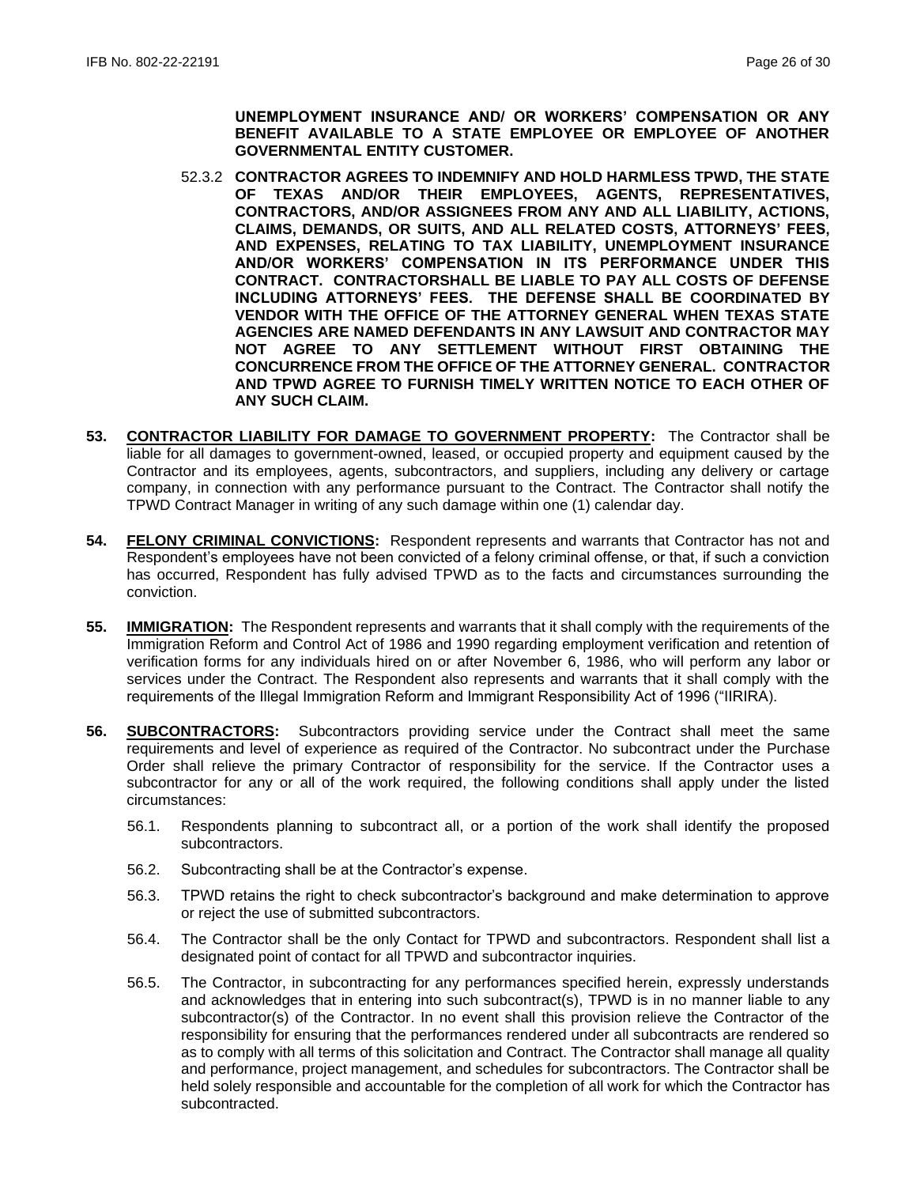**UNEMPLOYMENT INSURANCE AND/ OR WORKERS' COMPENSATION OR ANY BENEFIT AVAILABLE TO A STATE EMPLOYEE OR EMPLOYEE OF ANOTHER GOVERNMENTAL ENTITY CUSTOMER.**

52.3.2 **CONTRACTOR AGREES TO INDEMNIFY AND HOLD HARMLESS TPWD, THE STATE OF TEXAS AND/OR THEIR EMPLOYEES, AGENTS, REPRESENTATIVES, CONTRACTORS, AND/OR ASSIGNEES FROM ANY AND ALL LIABILITY, ACTIONS, CLAIMS, DEMANDS, OR SUITS, AND ALL RELATED COSTS, ATTORNEYS' FEES, AND EXPENSES, RELATING TO TAX LIABILITY, UNEMPLOYMENT INSURANCE AND/OR WORKERS' COMPENSATION IN ITS PERFORMANCE UNDER THIS CONTRACT. CONTRACTORSHALL BE LIABLE TO PAY ALL COSTS OF DEFENSE INCLUDING ATTORNEYS' FEES. THE DEFENSE SHALL BE COORDINATED BY VENDOR WITH THE OFFICE OF THE ATTORNEY GENERAL WHEN TEXAS STATE AGENCIES ARE NAMED DEFENDANTS IN ANY LAWSUIT AND CONTRACTOR MAY NOT AGREE TO ANY SETTLEMENT WITHOUT FIRST OBTAINING THE CONCURRENCE FROM THE OFFICE OF THE ATTORNEY GENERAL. CONTRACTOR AND TPWD AGREE TO FURNISH TIMELY WRITTEN NOTICE TO EACH OTHER OF ANY SUCH CLAIM.**

**53. CONTRACTOR LIABILITY FOR DAMAGE TO GOVERNMENT PROPERTY:** The Contractor shall be liable for all damages to government-owned, leased, or occupied property and equipment caused by the Contractor and its employees, agents, subcontractors, and suppliers, including any delivery or cartage company, in connection with any performance pursuant to the Contract. The Contractor shall notify the TPWD Contract Manager in writing of any such damage within one (1) calendar day.

**54. FELONY CRIMINAL CONVICTIONS:** Respondent represents and warrants that Contractor has not and Respondent's employees have not been convicted of a felony criminal offense, or that, if such a conviction has occurred, Respondent has fully advised TPWD as to the facts and circumstances surrounding the conviction.

**55. IMMIGRATION:** The Respondent represents and warrants that it shall comply with the requirements of the Immigration Reform and Control Act of 1986 and 1990 regarding employment verification and retention of verification forms for any individuals hired on or after November 6, 1986, who will perform any labor or services under the Contract. The Respondent also represents and warrants that it shall comply with the requirements of the Illegal Immigration Reform and Immigrant Responsibility Act of 1996 ("IIRIRA).

**56. SUBCONTRACTORS:** Subcontractors providing service under the Contract shall meet the same requirements and level of experience as required of the Contractor. No subcontract under the Purchase Order shall relieve the primary Contractor of responsibility for the service. If the Contractor uses a subcontractor for any or all of the work required, the following conditions shall apply under the listed circumstances:

56.1. Respondents planning to subcontract all, or a portion of the work shall identify the proposed subcontractors.

56.2. Subcontracting shall be at the Contractor's expense.

56.3. TPWD retains the right to check subcontractor's background and make determination to approve or reject the use of submitted subcontractors.

56.4. The Contractor shall be the only Contact for TPWD and subcontractors. Respondent shall list a designated point of contact for all TPWD and subcontractor inquiries.

56.5. The Contractor, in subcontracting for any performances specified herein, expressly understands and acknowledges that in entering into such subcontract(s), TPWD is in no manner liable to any subcontractor(s) of the Contractor. In no event shall this provision relieve the Contractor of the responsibility for ensuring that the performances rendered under all subcontracts are rendered so as to comply with all terms of this solicitation and Contract. The Contractor shall manage all quality and performance, project management, and schedules for subcontractors. The Contractor shall be held solely responsible and accountable for the completion of all work for which the Contractor has subcontracted.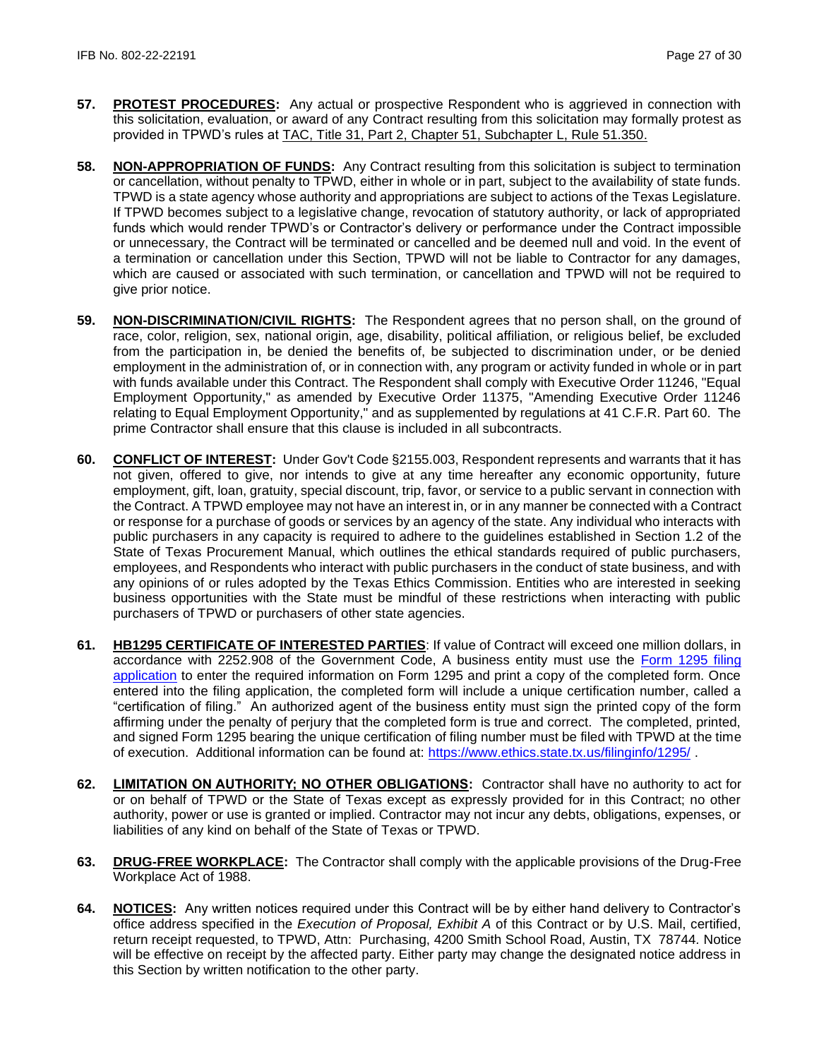57. **PROTEST PROCEDURES:** Any actual or prospective Respondent who is aggrieved in connection with this solicitation, evaluation, or award of any Contract resulting from this solicitation may formally protest as provided in TPWD's rules at TAC, Title 31, Part 2, Chapter 51, Subchapter L, Rule 51.350.

58. **NON-APPROPRIATION OF FUNDS:** Any Contract resulting from this solicitation is subject to termination or cancellation, without penalty to TPWD, either in whole or in part, subject to the availability of state funds. TPWD is a state agency whose authority and appropriations are subject to actions of the Texas Legislature. If TPWD becomes subject to a legislative change, revocation of statutory authority, or lack of appropriated funds which would render TPWD's or Contractor's delivery or performance under the Contract impossible or unnecessary, the Contract will be terminated or cancelled and be deemed null and void. In the event of a termination or cancellation under this Section, TPWD will not be liable to Contractor for any damages, which are caused or associated with such termination, or cancellation and TPWD will not be required to give prior notice.

59. **NON-DISCRIMINATION/CIVIL RIGHTS:** The Respondent agrees that no person shall, on the ground of race, color, religion, sex, national origin, age, disability, political affiliation, or religious belief, be excluded from the participation in, be denied the benefits of, be subjected to discrimination under, or be denied employment in the administration of, or in connection with, any program or activity funded in whole or in part with funds available under this Contract. The Respondent shall comply with Executive Order 11246, "Equal Employment Opportunity," as amended by Executive Order 11375, "Amending Executive Order 11246 relating to Equal Employment Opportunity," and as supplemented by regulations at 41 C.F.R. Part 60. The prime Contractor shall ensure that this clause is included in all subcontracts.

60. **CONFLICT OF INTEREST:** Under Gov't Code §2155.003, Respondent represents and warrants that it has not given, offered to give, nor intends to give at any time hereafter any economic opportunity, future employment, gift, loan, gratuity, special discount, trip, favor, or service to a public servant in connection with the Contract. A TPWD employee may not have an interest in, or in any manner be connected with a Contract or response for a purchase of goods or services by an agency of the state. Any individual who interacts with public purchasers in any capacity is required to adhere to the guidelines established in Section 1.2 of the State of Texas Procurement Manual, which outlines the ethical standards required of public purchasers, employees, and Respondents who interact with public purchasers in the conduct of state business, and with any opinions of or rules adopted by the Texas Ethics Commission. Entities who are interested in seeking business opportunities with the State must be mindful of these restrictions when interacting with public purchasers of TPWD or purchasers of other state agencies.

61. **HB1295 CERTIFICATE OF INTERESTED PARTIES**: If value of Contract will exceed one million dollars, in accordance with 2252.908 of the Government Code, A business entity must use the Form 1295 filing application to enter the required information on Form 1295 and print a copy of the completed form. Once entered into the filing application, the completed form will include a unique certification number, called a "certification of filing." An authorized agent of the business entity must sign the printed copy of the form affirming under the penalty of perjury that the completed form is true and correct. The completed, printed, and signed Form 1295 bearing the unique certification of filing number must be filed with TPWD at the time of execution. Additional information can be found at: https://www.ethics.state.tx.us/filinginfo/1295/ .

62. **LIMITATION ON AUTHORITY; NO OTHER OBLIGATIONS:** Contractor shall have no authority to act for or on behalf of TPWD or the State of Texas except as expressly provided for in this Contract; no other authority, power or use is granted or implied. Contractor may not incur any debts, obligations, expenses, or liabilities of any kind on behalf of the State of Texas or TPWD.

63. **DRUG-FREE WORKPLACE:** The Contractor shall comply with the applicable provisions of the Drug-Free Workplace Act of 1988.

64. **NOTICES:** Any written notices required under this Contract will be by either hand delivery to Contractor's office address specified in the *Execution of Proposal, Exhibit A* of this Contract or by U.S. Mail, certified, return receipt requested, to TPWD, Attn: Purchasing, 4200 Smith School Road, Austin, TX 78744. Notice will be effective on receipt by the affected party. Either party may change the designated notice address in this Section by written notification to the other party.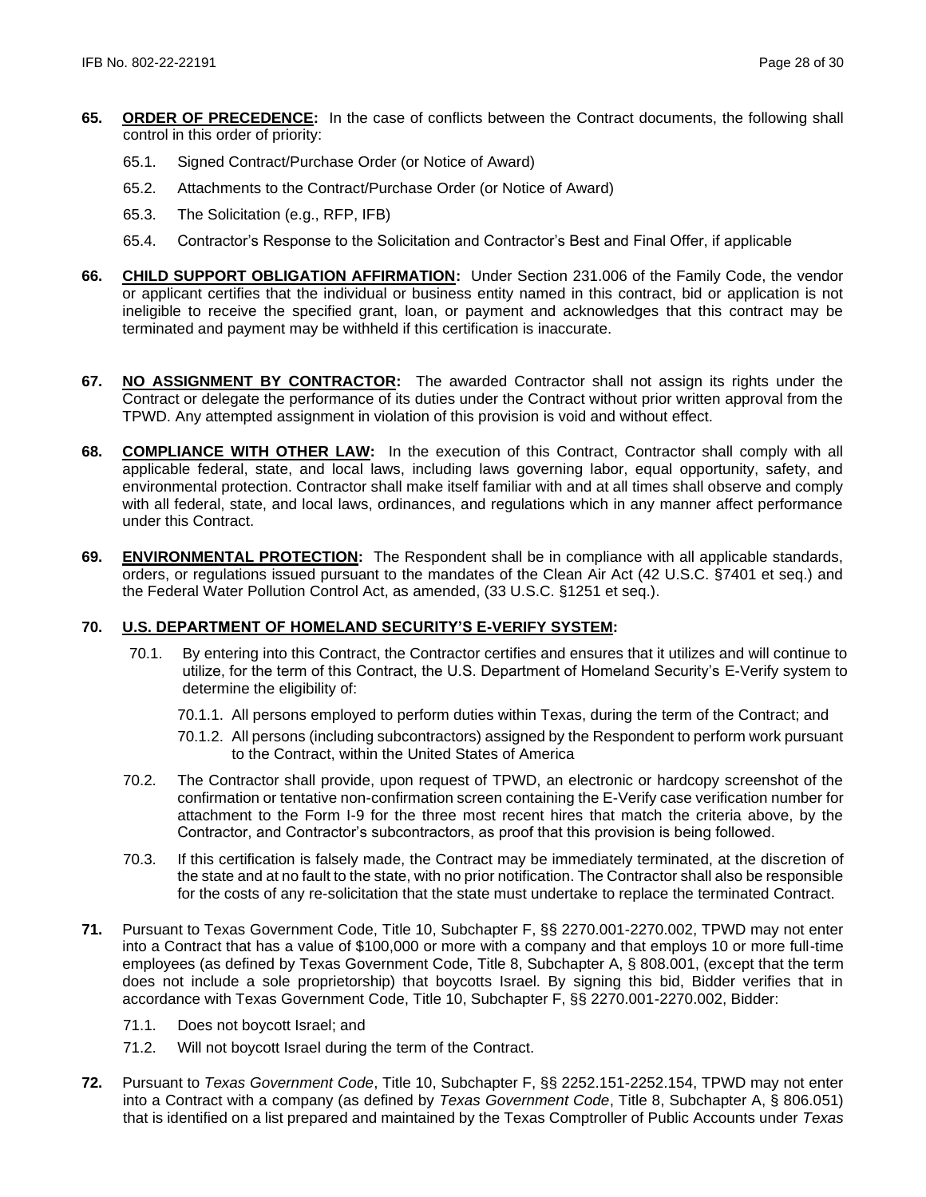**65.** **ORDER OF PRECEDENCE:** In the case of conflicts between the Contract documents, the following shall control in this order of priority:

- 65.1. Signed Contract/Purchase Order (or Notice of Award)
- 65.2. Attachments to the Contract/Purchase Order (or Notice of Award)
- 65.3. The Solicitation (e.g., RFP, IFB)
- 65.4. Contractor's Response to the Solicitation and Contractor's Best and Final Offer, if applicable

**66.** **CHILD SUPPORT OBLIGATION AFFIRMATION:** Under Section 231.006 of the Family Code, the vendor or applicant certifies that the individual or business entity named in this contract, bid or application is not ineligible to receive the specified grant, loan, or payment and acknowledges that this contract may be terminated and payment may be withheld if this certification is inaccurate.

**67.** **NO ASSIGNMENT BY CONTRACTOR:** The awarded Contractor shall not assign its rights under the Contract or delegate the performance of its duties under the Contract without prior written approval from the TPWD. Any attempted assignment in violation of this provision is void and without effect.

**68.** **COMPLIANCE WITH OTHER LAW:** In the execution of this Contract, Contractor shall comply with all applicable federal, state, and local laws, including laws governing labor, equal opportunity, safety, and environmental protection. Contractor shall make itself familiar with and at all times shall observe and comply with all federal, state, and local laws, ordinances, and regulations which in any manner affect performance under this Contract.

**69.** **ENVIRONMENTAL PROTECTION:** The Respondent shall be in compliance with all applicable standards, orders, or regulations issued pursuant to the mandates of the Clean Air Act (42 U.S.C. §7401 et seq.) and the Federal Water Pollution Control Act, as amended, (33 U.S.C. §1251 et seq.).

**70.** **U.S. DEPARTMENT OF HOMELAND SECURITY'S E-VERIFY SYSTEM:**

- 70.1. By entering into this Contract, the Contractor certifies and ensures that it utilizes and will continue to utilize, for the term of this Contract, the U.S. Department of Homeland Security's E-Verify system to determine the eligibility of:
  - 70.1.1. All persons employed to perform duties within Texas, during the term of the Contract; and
  - 70.1.2. All persons (including subcontractors) assigned by the Respondent to perform work pursuant to the Contract, within the United States of America
- 70.2. The Contractor shall provide, upon request of TPWD, an electronic or hardcopy screenshot of the confirmation or tentative non-confirmation screen containing the E-Verify case verification number for attachment to the Form I-9 for the three most recent hires that match the criteria above, by the Contractor, and Contractor's subcontractors, as proof that this provision is being followed.
- 70.3. If this certification is falsely made, the Contract may be immediately terminated, at the discretion of the state and at no fault to the state, with no prior notification. The Contractor shall also be responsible for the costs of any re-solicitation that the state must undertake to replace the terminated Contract.

**71.** Pursuant to Texas Government Code, Title 10, Subchapter F, §§ 2270.001-2270.002, TPWD may not enter into a Contract that has a value of $100,000 or more with a company and that employs 10 or more full-time employees (as defined by Texas Government Code, Title 8, Subchapter A, § 808.001, (except that the term does not include a sole proprietorship) that boycotts Israel. By signing this bid, Bidder verifies that in accordance with Texas Government Code, Title 10, Subchapter F, §§ 2270.001-2270.002, Bidder:

- 71.1. Does not boycott Israel; and
- 71.2. Will not boycott Israel during the term of the Contract.

**72.** Pursuant to *Texas Government Code*, Title 10, Subchapter F, §§ 2252.151-2252.154, TPWD may not enter into a Contract with a company (as defined by *Texas Government Code*, Title 8, Subchapter A, § 806.051) that is identified on a list prepared and maintained by the Texas Comptroller of Public Accounts under *Texas*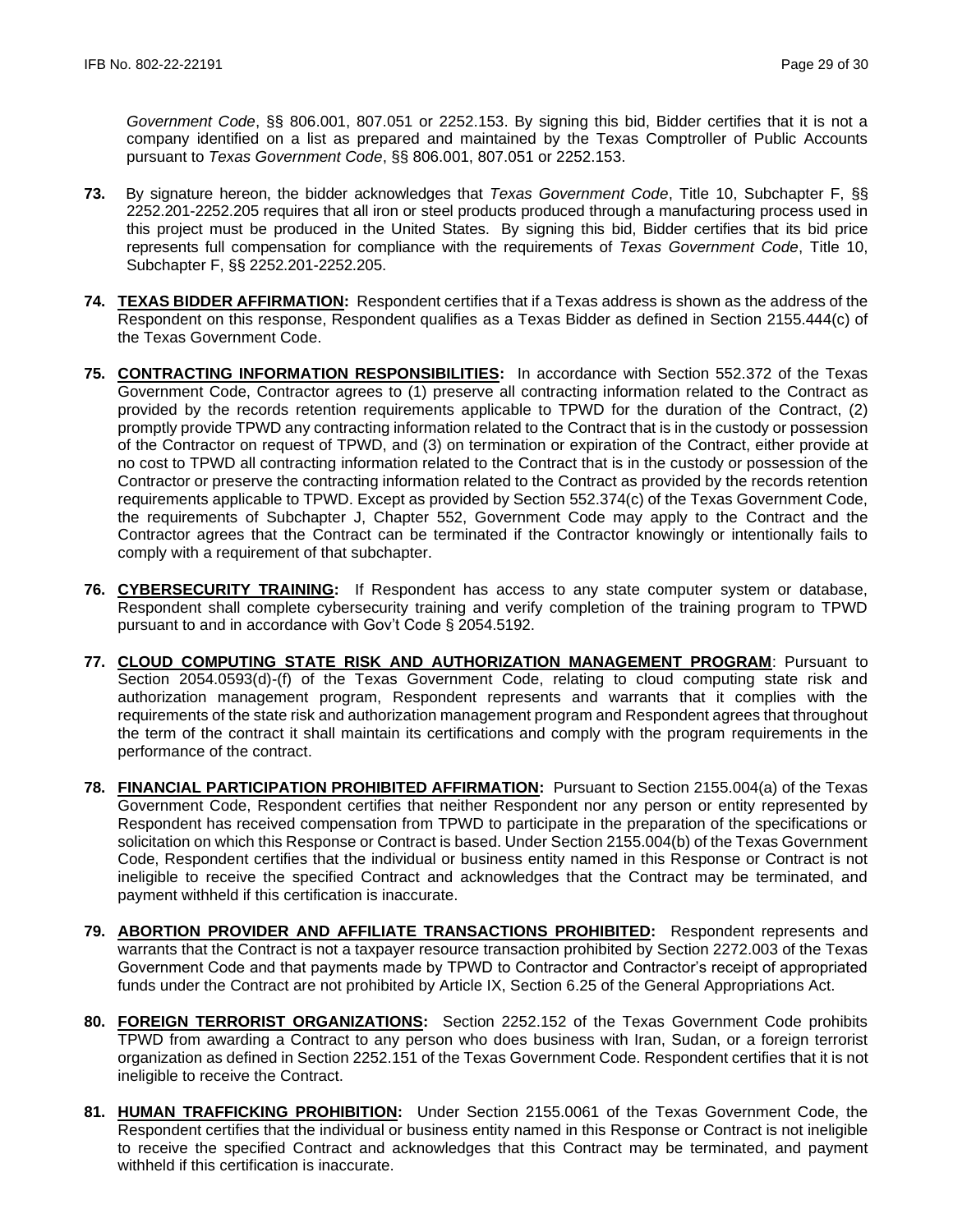*Government Code*, §§ 806.001, 807.051 or 2252.153. By signing this bid, Bidder certifies that it is not a company identified on a list as prepared and maintained by the Texas Comptroller of Public Accounts pursuant to *Texas Government Code*, §§ 806.001, 807.051 or 2252.153.

**73.** By signature hereon, the bidder acknowledges that *Texas Government Code*, Title 10, Subchapter F, §§ 2252.201-2252.205 requires that all iron or steel products produced through a manufacturing process used in this project must be produced in the United States. By signing this bid, Bidder certifies that its bid price represents full compensation for compliance with the requirements of *Texas Government Code*, Title 10, Subchapter F, §§ 2252.201-2252.205.

**74.** **TEXAS BIDDER AFFIRMATION:** Respondent certifies that if a Texas address is shown as the address of the Respondent on this response, Respondent qualifies as a Texas Bidder as defined in Section 2155.444(c) of the Texas Government Code.

**75.** **CONTRACTING INFORMATION RESPONSIBILITIES:** In accordance with Section 552.372 of the Texas Government Code, Contractor agrees to (1) preserve all contracting information related to the Contract as provided by the records retention requirements applicable to TPWD for the duration of the Contract, (2) promptly provide TPWD any contracting information related to the Contract that is in the custody or possession of the Contractor on request of TPWD, and (3) on termination or expiration of the Contract, either provide at no cost to TPWD all contracting information related to the Contract that is in the custody or possession of the Contractor or preserve the contracting information related to the Contract as provided by the records retention requirements applicable to TPWD. Except as provided by Section 552.374(c) of the Texas Government Code, the requirements of Subchapter J, Chapter 552, Government Code may apply to the Contract and the Contractor agrees that the Contract can be terminated if the Contractor knowingly or intentionally fails to comply with a requirement of that subchapter.

**76.** **CYBERSECURITY TRAINING:** If Respondent has access to any state computer system or database, Respondent shall complete cybersecurity training and verify completion of the training program to TPWD pursuant to and in accordance with Gov't Code § 2054.5192.

**77.** **CLOUD COMPUTING STATE RISK AND AUTHORIZATION MANAGEMENT PROGRAM**: Pursuant to Section 2054.0593(d)-(f) of the Texas Government Code, relating to cloud computing state risk and authorization management program, Respondent represents and warrants that it complies with the requirements of the state risk and authorization management program and Respondent agrees that throughout the term of the contract it shall maintain its certifications and comply with the program requirements in the performance of the contract.

**78.** **FINANCIAL PARTICIPATION PROHIBITED AFFIRMATION:** Pursuant to Section 2155.004(a) of the Texas Government Code, Respondent certifies that neither Respondent nor any person or entity represented by Respondent has received compensation from TPWD to participate in the preparation of the specifications or solicitation on which this Response or Contract is based. Under Section 2155.004(b) of the Texas Government Code, Respondent certifies that the individual or business entity named in this Response or Contract is not ineligible to receive the specified Contract and acknowledges that the Contract may be terminated, and payment withheld if this certification is inaccurate.

**79.** **ABORTION PROVIDER AND AFFILIATE TRANSACTIONS PROHIBITED:** Respondent represents and warrants that the Contract is not a taxpayer resource transaction prohibited by Section 2272.003 of the Texas Government Code and that payments made by TPWD to Contractor and Contractor's receipt of appropriated funds under the Contract are not prohibited by Article IX, Section 6.25 of the General Appropriations Act.

**80.** **FOREIGN TERRORIST ORGANIZATIONS:** Section 2252.152 of the Texas Government Code prohibits TPWD from awarding a Contract to any person who does business with Iran, Sudan, or a foreign terrorist organization as defined in Section 2252.151 of the Texas Government Code. Respondent certifies that it is not ineligible to receive the Contract.

**81.** **HUMAN TRAFFICKING PROHIBITION:** Under Section 2155.0061 of the Texas Government Code, the Respondent certifies that the individual or business entity named in this Response or Contract is not ineligible to receive the specified Contract and acknowledges that this Contract may be terminated, and payment withheld if this certification is inaccurate.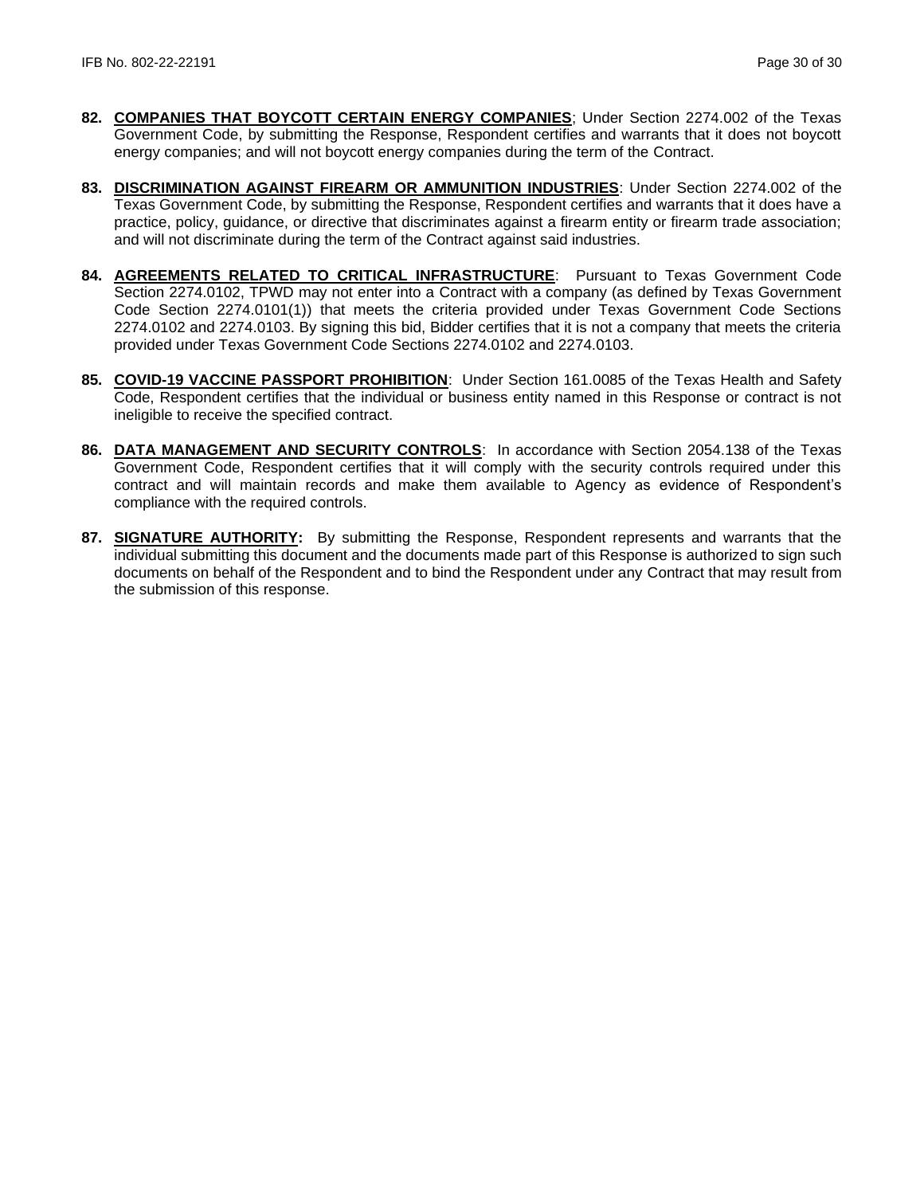82. **COMPANIES THAT BOYCOTT CERTAIN ENERGY COMPANIES**; Under Section 2274.002 of the Texas Government Code, by submitting the Response, Respondent certifies and warrants that it does not boycott energy companies; and will not boycott energy companies during the term of the Contract.

83. **DISCRIMINATION AGAINST FIREARM OR AMMUNITION INDUSTRIES**: Under Section 2274.002 of the Texas Government Code, by submitting the Response, Respondent certifies and warrants that it does have a practice, policy, guidance, or directive that discriminates against a firearm entity or firearm trade association; and will not discriminate during the term of the Contract against said industries.

84. **AGREEMENTS RELATED TO CRITICAL INFRASTRUCTURE**: Pursuant to Texas Government Code Section 2274.0102, TPWD may not enter into a Contract with a company (as defined by Texas Government Code Section 2274.0101(1)) that meets the criteria provided under Texas Government Code Sections 2274.0102 and 2274.0103. By signing this bid, Bidder certifies that it is not a company that meets the criteria provided under Texas Government Code Sections 2274.0102 and 2274.0103.

85. **COVID-19 VACCINE PASSPORT PROHIBITION**: Under Section 161.0085 of the Texas Health and Safety Code, Respondent certifies that the individual or business entity named in this Response or contract is not ineligible to receive the specified contract.

86. **DATA MANAGEMENT AND SECURITY CONTROLS**: In accordance with Section 2054.138 of the Texas Government Code, Respondent certifies that it will comply with the security controls required under this contract and will maintain records and make them available to Agency as evidence of Respondent's compliance with the required controls.

87. **SIGNATURE AUTHORITY:** By submitting the Response, Respondent represents and warrants that the individual submitting this document and the documents made part of this Response is authorized to sign such documents on behalf of the Respondent and to bind the Respondent under any Contract that may result from the submission of this response.